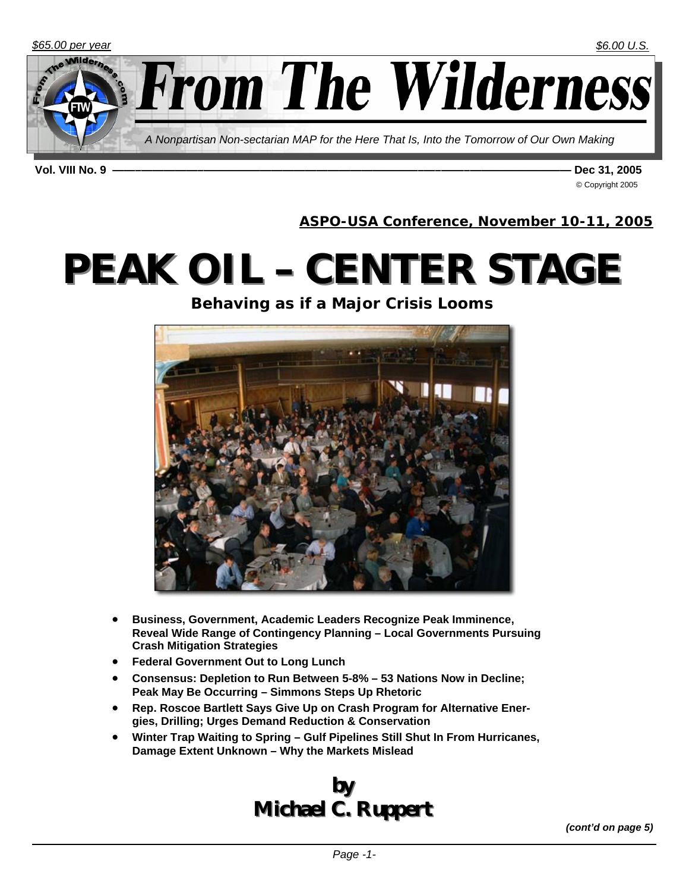*$65.00 per year* *$6.00 U.S.*

# From The Wilderness

*A Nonpartisan Non-sectarian MAP for the Here That Is, Into the Tomorrow of Our Own Making*

**Vol. VIII No. 9** — **Dec 31, 2005**

© Copyright 2005

**ASPO-USA Conference, November 10-11, 2005**

# PEAK OIL – CENTER STAGE

## Behaving as if a Major Crisis Looms

- **Business, Government, Academic Leaders Recognize Peak Imminence, Reveal Wide Range of Contingency Planning – Local Governments Pursuing Crash Mitigation Strategies**
- **Federal Government Out to Long Lunch**
- **Consensus: Depletion to Run Between 5-8% – 53 Nations Now in Decline; Peak May Be Occurring – Simmons Steps Up Rhetoric**
- **Rep. Roscoe Bartlett Says Give Up on Crash Program for Alternative Energies, Drilling; Urges Demand Reduction & Conservation**
- **Winter Trap Waiting to Spring – Gulf Pipelines Still Shut In From Hurricanes, Damage Extent Unknown – Why the Markets Mislead**

**by**
**Michael C. Ruppert**

***(cont'd on page 5)***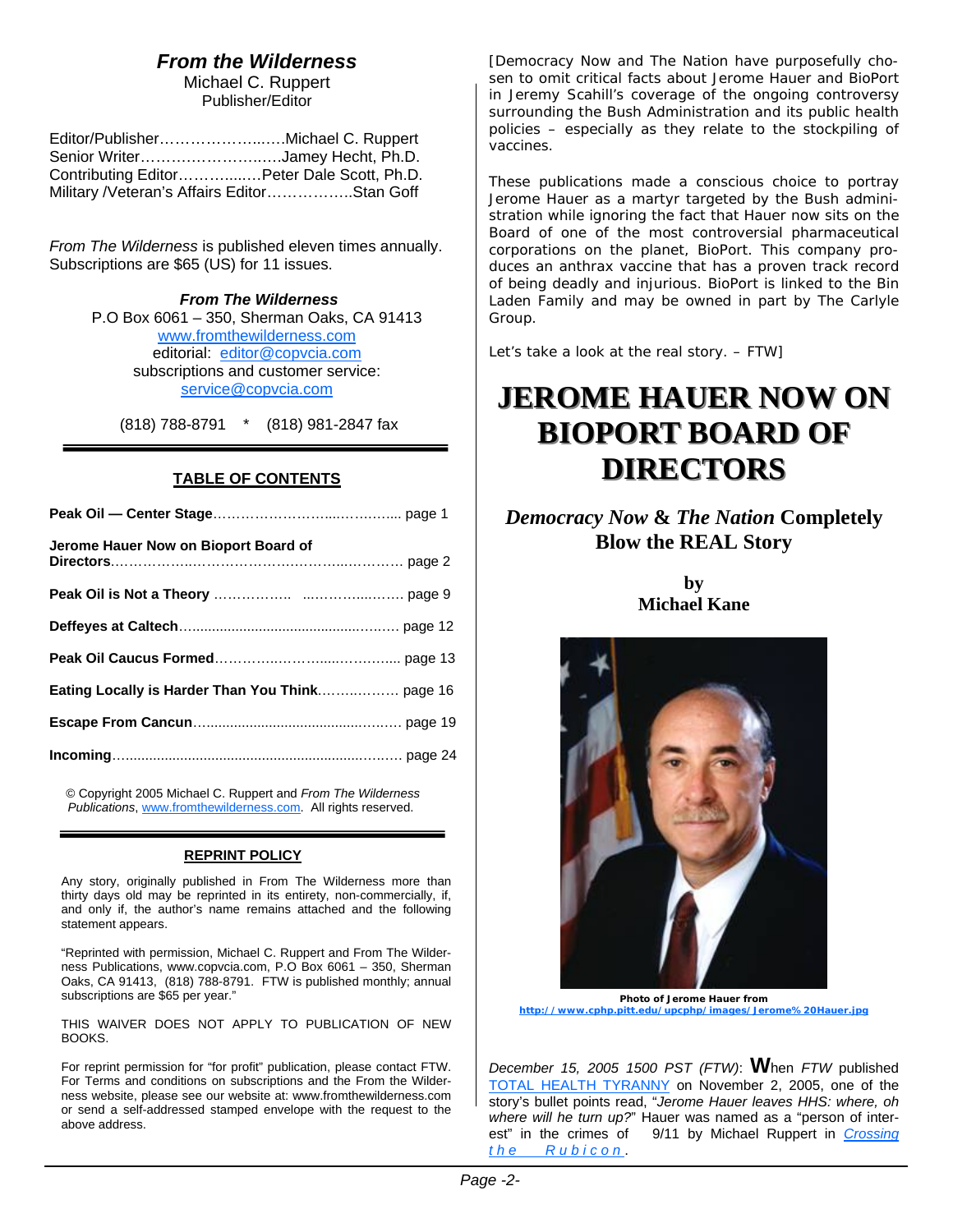## *From the Wilderness*

Michael C. Ruppert
Publisher/Editor

Editor/Publisher……………………..…..Michael C. Ruppert
Senior Writer………………………..…..Jamey Hecht, Ph.D.
Contributing Editor…………...…..Peter Dale Scott, Ph.D.
Military /Veteran's Affairs Editor……………..Stan Goff

*From The Wilderness* is published eleven times annually. Subscriptions are $65 (US) for 11 issues.

***From The Wilderness***
P.O Box 6061 – 350, Sherman Oaks, CA 91413
www.fromthewilderness.com
editorial: editor@copvcia.com
subscriptions and customer service:
service@copvcia.com

(818) 788-8791 * (818) 981-2847 fax

### TABLE OF CONTENTS

**Peak Oil — Center Stage**…………………………..…………... page 1

**Jerome Hauer Now on Bioport Board of Directors**………………..……………………….……...……………. page 2

**Peak Oil is Not a Theory** …………….. ..………...……. page 9

**Deffeyes at Caltech**…………………………………..……. page 12

**Peak Oil Caucus Formed**……………..…………....………….... page 13

**Eating Locally is Harder Than You Think**……….……… page 16

**Escape From Cancun**……………………………….……… page 19

**Incoming**…………………………………………………..……… page 24

© Copyright 2005 Michael C. Ruppert and *From The Wilderness Publications*, www.fromthewilderness.com. All rights reserved.

### REPRINT POLICY

Any story, originally published in From The Wilderness more than thirty days old may be reprinted in its entirety, non-commercially, if, and only if, the author's name remains attached and the following statement appears.

"Reprinted with permission, Michael C. Ruppert and From The Wilderness Publications, www.copvcia.com, P.O Box 6061 – 350, Sherman Oaks, CA 91413, (818) 788-8791. FTW is published monthly; annual subscriptions are $65 per year."

THIS WAIVER DOES NOT APPLY TO PUBLICATION OF NEW BOOKS.

For reprint permission for "for profit" publication, please contact FTW. For Terms and conditions on subscriptions and the From the Wilderness website, please see our website at: www.fromthewilderness.com or send a self-addressed stamped envelope with the request to the above address.

[Democracy Now and The Nation have purposefully chosen to omit critical facts about Jerome Hauer and BioPort in Jeremy Scahill's coverage of the ongoing controversy surrounding the Bush Administration and its public health policies – especially as they relate to the stockpiling of vaccines.

These publications made a conscious choice to portray Jerome Hauer as a martyr targeted by the Bush administration while ignoring the fact that Hauer now sits on the Board of one of the most controversial pharmaceutical corporations on the planet, BioPort. This company produces an anthrax vaccine that has a proven track record of being deadly and injurious. BioPort is linked to the Bin Laden Family and may be owned in part by The Carlyle Group.

Let's take a look at the real story. – FTW]

# JEROME HAUER NOW ON BIOPORT BOARD OF DIRECTORS

## *Democracy Now* & *The Nation* Completely Blow the REAL Story

**by**
**Michael Kane**

**Photo of Jerome Hauer from http://www.cphp.pitt.edu/upcphp/images/Jerome%20Hauer.jpg**

*December 15, 2005 1500 PST (FTW)*: **W**hen *FTW* published TOTAL HEALTH TYRANNY on November 2, 2005, one of the story's bullet points read, "*Jerome Hauer leaves HHS: where, oh where will he turn up?*" Hauer was named as a "person of interest" in the crimes of 9/11 by Michael Ruppert in *Crossing the Rubicon*.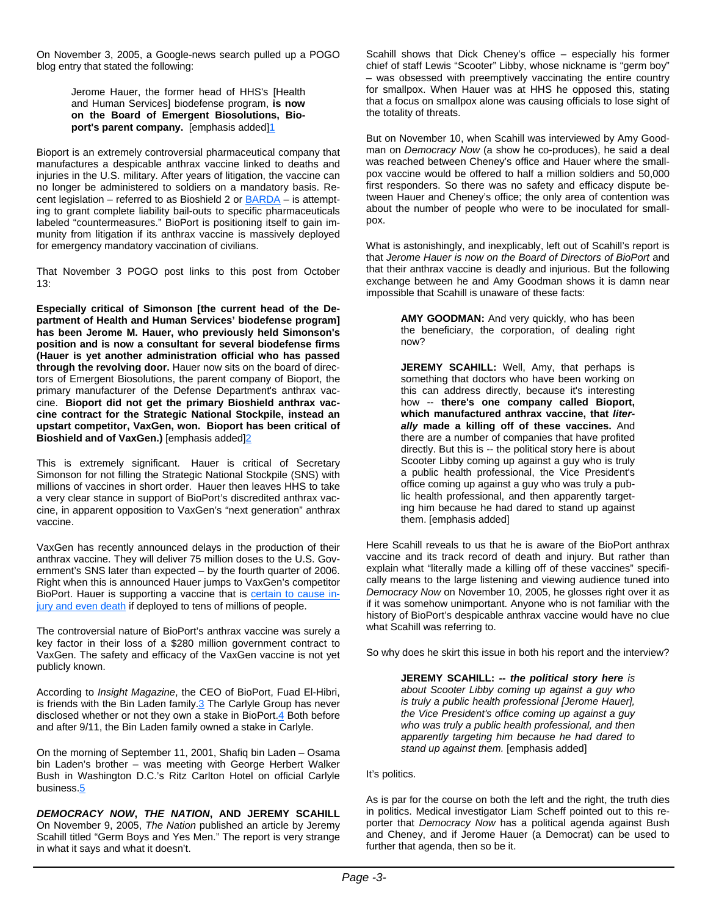On November 3, 2005, a Google-news search pulled up a POGO blog entry that stated the following:

> Jerome Hauer, the former head of HHS's [Health and Human Services] biodefense program, **is now on the Board of Emergent Biosolutions, Bioport's parent company.** [emphasis added]1

Bioport is an extremely controversial pharmaceutical company that manufactures a despicable anthrax vaccine linked to deaths and injuries in the U.S. military. After years of litigation, the vaccine can no longer be administered to soldiers on a mandatory basis. Recent legislation – referred to as Bioshield 2 or BARDA – is attempting to grant complete liability bail-outs to specific pharmaceuticals labeled "countermeasures." BioPort is positioning itself to gain immunity from litigation if its anthrax vaccine is massively deployed for emergency mandatory vaccination of civilians.

That November 3 POGO post links to this post from October 13:

**Especially critical of Simonson [the current head of the Department of Health and Human Services' biodefense program] has been Jerome M. Hauer, who previously held Simonson's position and is now a consultant for several biodefense firms (Hauer is yet another administration official who has passed through the revolving door.** Hauer now sits on the board of directors of Emergent Biosolutions, the parent company of Bioport, the primary manufacturer of the Defense Department's anthrax vaccine. **Bioport did not get the primary Bioshield anthrax vaccine contract for the Strategic National Stockpile, instead an upstart competitor, VaxGen, won. Bioport has been critical of Bioshield and of VaxGen.)** [emphasis added]2

This is extremely significant. Hauer is critical of Secretary Simonson for not filling the Strategic National Stockpile (SNS) with millions of vaccines in short order. Hauer then leaves HHS to take a very clear stance in support of BioPort's discredited anthrax vaccine, in apparent opposition to VaxGen's "next generation" anthrax vaccine.

VaxGen has recently announced delays in the production of their anthrax vaccine. They will deliver 75 million doses to the U.S. Government's SNS later than expected – by the fourth quarter of 2006. Right when this is announced Hauer jumps to VaxGen's competitor BioPort. Hauer is supporting a vaccine that is certain to cause injury and even death if deployed to tens of millions of people.

The controversial nature of BioPort's anthrax vaccine was surely a key factor in their loss of a $280 million government contract to VaxGen. The safety and efficacy of the VaxGen vaccine is not yet publicly known.

According to *Insight Magazine*, the CEO of BioPort, Fuad El-Hibri, is friends with the Bin Laden family.3 The Carlyle Group has never disclosed whether or not they own a stake in BioPort.4 Both before and after 9/11, the Bin Laden family owned a stake in Carlyle.

On the morning of September 11, 2001, Shafiq bin Laden – Osama bin Laden's brother – was meeting with George Herbert Walker Bush in Washington D.C.'s Ritz Carlton Hotel on official Carlyle business.5

***DEMOCRACY NOW*, *THE NATION*, AND JEREMY SCAHILL**

On November 9, 2005, *The Nation* published an article by Jeremy Scahill titled "Germ Boys and Yes Men." The report is very strange in what it says and what it doesn't.

Scahill shows that Dick Cheney's office – especially his former chief of staff Lewis "Scooter" Libby, whose nickname is "germ boy" – was obsessed with preemptively vaccinating the entire country for smallpox. When Hauer was at HHS he opposed this, stating that a focus on smallpox alone was causing officials to lose sight of the totality of threats.

But on November 10, when Scahill was interviewed by Amy Goodman on *Democracy Now* (a show he co-produces), he said a deal was reached between Cheney's office and Hauer where the smallpox vaccine would be offered to half a million soldiers and 50,000 first responders. So there was no safety and efficacy dispute between Hauer and Cheney's office; the only area of contention was about the number of people who were to be inoculated for smallpox.

What is astonishingly, and inexplicably, left out of Scahill's report is that *Jerome Hauer is now on the Board of Directors of BioPort* and that their anthrax vaccine is deadly and injurious. But the following exchange between he and Amy Goodman shows it is damn near impossible that Scahill is unaware of these facts:

> **AMY GOODMAN:** And very quickly, who has been the beneficiary, the corporation, of dealing right now?
>
> **JEREMY SCAHILL:** Well, Amy, that perhaps is something that doctors who have been working on this can address directly, because it's interesting how -- **there's one company called Bioport, which manufactured anthrax vaccine, that *literally* made a killing off of these vaccines.** And there are a number of companies that have profited directly. But this is -- the political story here is about Scooter Libby coming up against a guy who is truly a public health professional, the Vice President's office coming up against a guy who was truly a public health professional, and then apparently targeting him because he had dared to stand up against them. [emphasis added]

Here Scahill reveals to us that he is aware of the BioPort anthrax vaccine and its track record of death and injury. But rather than explain what "literally made a killing off of these vaccines" specifically means to the large listening and viewing audience tuned into *Democracy Now* on November 10, 2005, he glosses right over it as if it was somehow unimportant. Anyone who is not familiar with the history of BioPort's despicable anthrax vaccine would have no clue what Scahill was referring to.

So why does he skirt this issue in both his report and the interview?

> **JEREMY SCAHILL: *-- the political story here*** *is about Scooter Libby coming up against a guy who is truly a public health professional [Jerome Hauer], the Vice President's office coming up against a guy who was truly a public health professional, and then apparently targeting him because he had dared to stand up against them.* [emphasis added]

It's politics.

As is par for the course on both the left and the right, the truth dies in politics. Medical investigator Liam Scheff pointed out to this reporter that *Democracy Now* has a political agenda against Bush and Cheney, and if Jerome Hauer (a Democrat) can be used to further that agenda, then so be it.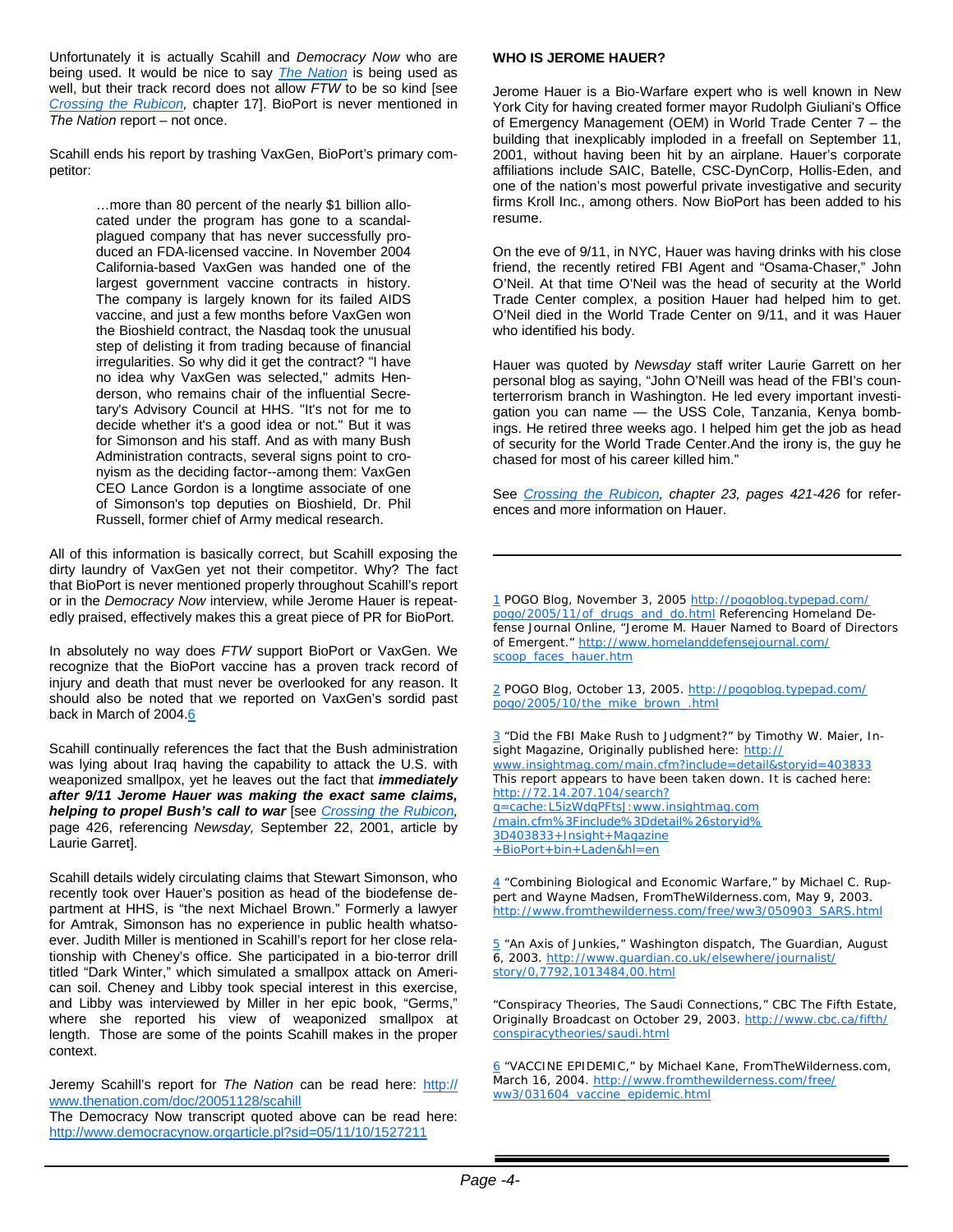Unfortunately it is actually Scahill and *Democracy Now* who are being used. It would be nice to say *The Nation* is being used as well, but their track record does not allow *FTW* to be so kind [see *Crossing the Rubicon,* chapter 17]. BioPort is never mentioned in *The Nation* report – not once.

Scahill ends his report by trashing VaxGen, BioPort's primary competitor:

> …more than 80 percent of the nearly $1 billion allocated under the program has gone to a scandal-plagued company that has never successfully produced an FDA-licensed vaccine. In November 2004 California-based VaxGen was handed one of the largest government vaccine contracts in history. The company is largely known for its failed AIDS vaccine, and just a few months before VaxGen won the Bioshield contract, the Nasdaq took the unusual step of delisting it from trading because of financial irregularities. So why did it get the contract? "I have no idea why VaxGen was selected," admits Henderson, who remains chair of the influential Secretary's Advisory Council at HHS. "It's not for me to decide whether it's a good idea or not." But it was for Simonson and his staff. And as with many Bush Administration contracts, several signs point to cronyism as the deciding factor--among them: VaxGen CEO Lance Gordon is a longtime associate of one of Simonson's top deputies on Bioshield, Dr. Phil Russell, former chief of Army medical research.

All of this information is basically correct, but Scahill exposing the dirty laundry of VaxGen yet not their competitor. Why? The fact that BioPort is never mentioned properly throughout Scahill's report or in the *Democracy Now* interview, while Jerome Hauer is repeatedly praised, effectively makes this a great piece of PR for BioPort.

In absolutely no way does *FTW* support BioPort or VaxGen. We recognize that the BioPort vaccine has a proven track record of injury and death that must never be overlooked for any reason. It should also be noted that we reported on VaxGen's sordid past back in March of 2004.[6]

Scahill continually references the fact that the Bush administration was lying about Iraq having the capability to attack the U.S. with weaponized smallpox, yet he leaves out the fact that ***immediately after 9/11 Jerome Hauer was making the exact same claims, helping to propel Bush's call to war*** [see *Crossing the Rubicon,* page 426, referencing *Newsday,* September 22, 2001, article by Laurie Garret].

Scahill details widely circulating claims that Stewart Simonson, who recently took over Hauer's position as head of the biodefense department at HHS, is "the next Michael Brown." Formerly a lawyer for Amtrak, Simonson has no experience in public health whatsoever. Judith Miller is mentioned in Scahill's report for her close relationship with Cheney's office. She participated in a bio-terror drill titled "Dark Winter," which simulated a smallpox attack on American soil. Cheney and Libby took special interest in this exercise, and Libby was interviewed by Miller in her epic book, "Germs," where she reported his view of weaponized smallpox at length. Those are some of the points Scahill makes in the proper context.

Jeremy Scahill's report for *The Nation* can be read here: http://www.thenation.com/doc/20051128/scahill
The Democracy Now transcript quoted above can be read here: http://www.democracynow.orgarticle.pl?sid=05/11/10/1527211

### WHO IS JEROME HAUER?

Jerome Hauer is a Bio-Warfare expert who is well known in New York City for having created former mayor Rudolph Giuliani's Office of Emergency Management (OEM) in World Trade Center 7 – the building that inexplicably imploded in a freefall on September 11, 2001, without having been hit by an airplane. Hauer's corporate affiliations include SAIC, Batelle, CSC-DynCorp, Hollis-Eden, and one of the nation's most powerful private investigative and security firms Kroll Inc., among others. Now BioPort has been added to his resume.

On the eve of 9/11, in NYC, Hauer was having drinks with his close friend, the recently retired FBI Agent and "Osama-Chaser," John O'Neil. At that time O'Neil was the head of security at the World Trade Center complex, a position Hauer had helped him to get. O'Neil died in the World Trade Center on 9/11, and it was Hauer who identified his body.

Hauer was quoted by *Newsday* staff writer Laurie Garrett on her personal blog as saying, "John O'Neill was head of the FBI's counterterrorism branch in Washington. He led every important investigation you can name — the USS Cole, Tanzania, Kenya bombings. He retired three weeks ago. I helped him get the job as head of security for the World Trade Center.And the irony is, the guy he chased for most of his career killed him."

See *Crossing the Rubicon, chapter 23, pages 421-426* for references and more information on Hauer.

---

1 POGO Blog, November 3, 2005 http://pogoblog.typepad.com/pogo/2005/11/of_drugs_and_do.html Referencing Homeland Defense Journal Online, "Jerome M. Hauer Named to Board of Directors of Emergent." http://www.homelanddefensejournal.com/scoop_faces_hauer.htm

2 POGO Blog, October 13, 2005. http://pogoblog.typepad.com/pogo/2005/10/the_mike_brown_.html

3 "Did the FBI Make Rush to Judgment?" by Timothy W. Maier, Insight Magazine, Originally published here: http://www.insightmag.com/main.cfm?include=detail&storyid=403833 This report appears to have been taken down. It is cached here: http://72.14.207.104/search?q=cache:L5izWdqPFtsJ:www.insightmag.com/main.cfm%3Finclude%3Ddetail%26storyid%3D403833+Insight+Magazine+BioPort+bin+Laden&hl=en

4 "Combining Biological and Economic Warfare," by Michael C. Ruppert and Wayne Madsen, FromTheWilderness.com, May 9, 2003. http://www.fromthewilderness.com/free/ww3/050903_SARS.html

5 "An Axis of Junkies," Washington dispatch, The Guardian, August 6, 2003. http://www.guardian.co.uk/elsewhere/journalist/story/0,7792,1013484,00.html

"Conspiracy Theories, The Saudi Connections," CBC The Fifth Estate, Originally Broadcast on October 29, 2003. http://www.cbc.ca/fifth/conspiracytheories/saudi.html

6 "VACCINE EPIDEMIC," by Michael Kane, FromTheWilderness.com, March 16, 2004. http://www.fromthewilderness.com/free/ww3/031604_vaccine_epidemic.html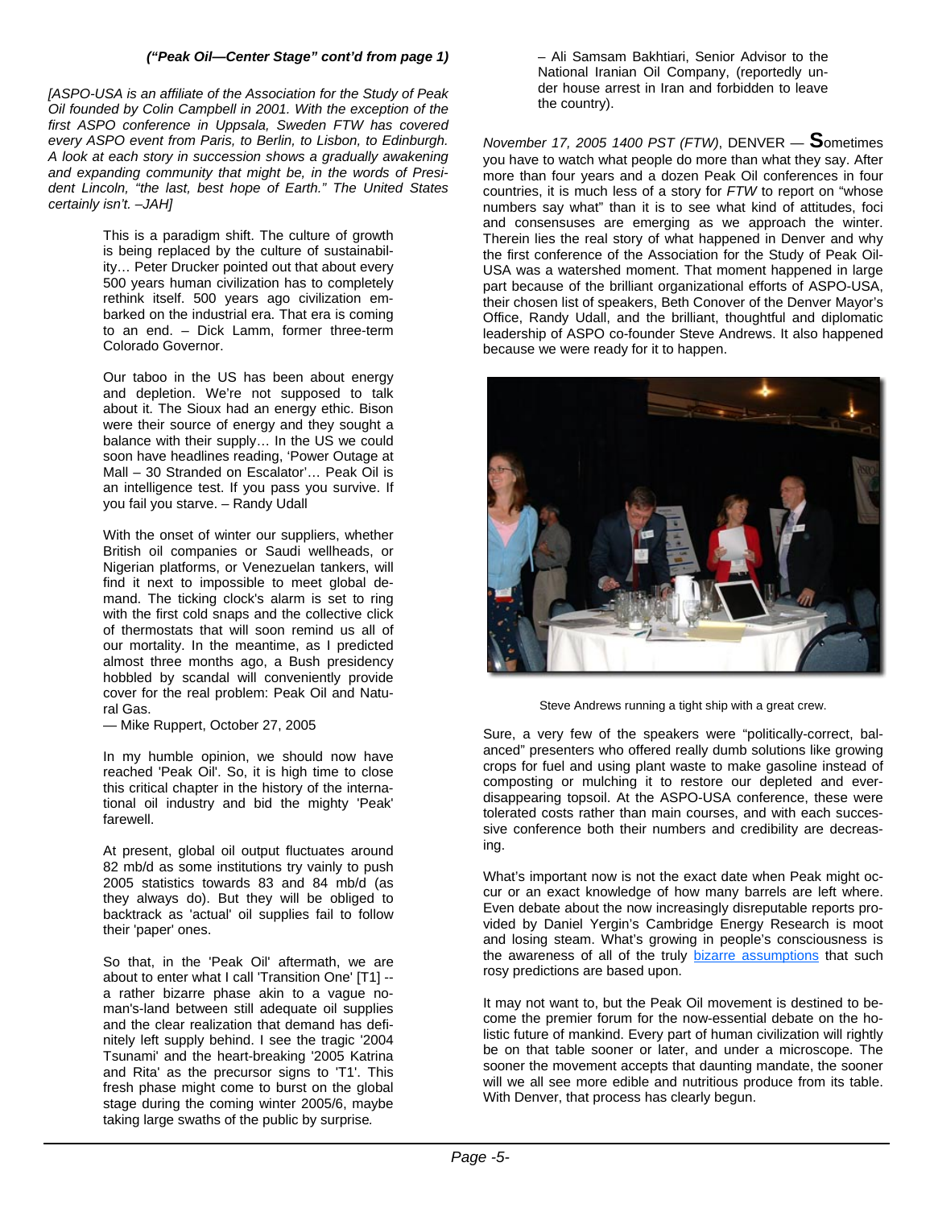***("Peak Oil—Center Stage" cont'd from page 1)***

*[ASPO-USA is an affiliate of the Association for the Study of Peak Oil founded by Colin Campbell in 2001. With the exception of the first ASPO conference in Uppsala, Sweden FTW has covered every ASPO event from Paris, to Berlin, to Lisbon, to Edinburgh. A look at each story in succession shows a gradually awakening and expanding community that might be, in the words of President Lincoln, "the last, best hope of Earth." The United States certainly isn't. –JAH]*

> This is a paradigm shift. The culture of growth is being replaced by the culture of sustainability… Peter Drucker pointed out that about every 500 years human civilization has to completely rethink itself. 500 years ago civilization embarked on the industrial era. That era is coming to an end. – Dick Lamm, former three-term Colorado Governor.

> Our taboo in the US has been about energy and depletion. We're not supposed to talk about it. The Sioux had an energy ethic. Bison were their source of energy and they sought a balance with their supply… In the US we could soon have headlines reading, 'Power Outage at Mall – 30 Stranded on Escalator'… Peak Oil is an intelligence test. If you pass you survive. If you fail you starve. – Randy Udall

> With the onset of winter our suppliers, whether British oil companies or Saudi wellheads, or Nigerian platforms, or Venezuelan tankers, will find it next to impossible to meet global demand. The ticking clock's alarm is set to ring with the first cold snaps and the collective click of thermostats that will soon remind us all of our mortality. In the meantime, as I predicted almost three months ago, a Bush presidency hobbled by scandal will conveniently provide cover for the real problem: Peak Oil and Natural Gas.
> — Mike Ruppert, October 27, 2005

> In my humble opinion, we should now have reached 'Peak Oil'. So, it is high time to close this critical chapter in the history of the international oil industry and bid the mighty 'Peak' farewell.
>
> At present, global oil output fluctuates around 82 mb/d as some institutions try vainly to push 2005 statistics towards 83 and 84 mb/d (as they always do). But they will be obliged to backtrack as 'actual' oil supplies fail to follow their 'paper' ones.
>
> So that, in the 'Peak Oil' aftermath, we are about to enter what I call 'Transition One' [T1] -- a rather bizarre phase akin to a vague no-man's-land between still adequate oil supplies and the clear realization that demand has definitely left supply behind. I see the tragic '2004 Tsunami' and the heart-breaking '2005 Katrina and Rita' as the precursor signs to 'T1'. This fresh phase might come to burst on the global stage during the coming winter 2005/6, maybe taking large swaths of the public by surprise.
>
> – Ali Samsam Bakhtiari, Senior Advisor to the National Iranian Oil Company, (reportedly under house arrest in Iran and forbidden to leave the country).

*November 17, 2005 1400 PST (FTW)*, DENVER — **S**ometimes you have to watch what people do more than what they say. After more than four years and a dozen Peak Oil conferences in four countries, it is much less of a story for *FTW* to report on "whose numbers say what" than it is to see what kind of attitudes, foci and consensuses are emerging as we approach the winter. Therein lies the real story of what happened in Denver and why the first conference of the Association for the Study of Peak Oil-USA was a watershed moment. That moment happened in large part because of the brilliant organizational efforts of ASPO-USA, their chosen list of speakers, Beth Conover of the Denver Mayor's Office, Randy Udall, and the brilliant, thoughtful and diplomatic leadership of ASPO co-founder Steve Andrews. It also happened because we were ready for it to happen.

Steve Andrews running a tight ship with a great crew.

Sure, a very few of the speakers were "politically-correct, balanced" presenters who offered really dumb solutions like growing crops for fuel and using plant waste to make gasoline instead of composting or mulching it to restore our depleted and ever-disappearing topsoil. At the ASPO-USA conference, these were tolerated costs rather than main courses, and with each successive conference both their numbers and credibility are decreasing.

What's important now is not the exact date when Peak might occur or an exact knowledge of how many barrels are left where. Even debate about the now increasingly disreputable reports provided by Daniel Yergin's Cambridge Energy Research is moot and losing steam. What's growing in people's consciousness is the awareness of all of the truly bizarre assumptions that such rosy predictions are based upon.

It may not want to, but the Peak Oil movement is destined to become the premier forum for the now-essential debate on the holistic future of mankind. Every part of human civilization will rightly be on that table sooner or later, and under a microscope. The sooner the movement accepts that daunting mandate, the sooner will we all see more edible and nutritious produce from its table. With Denver, that process has clearly begun.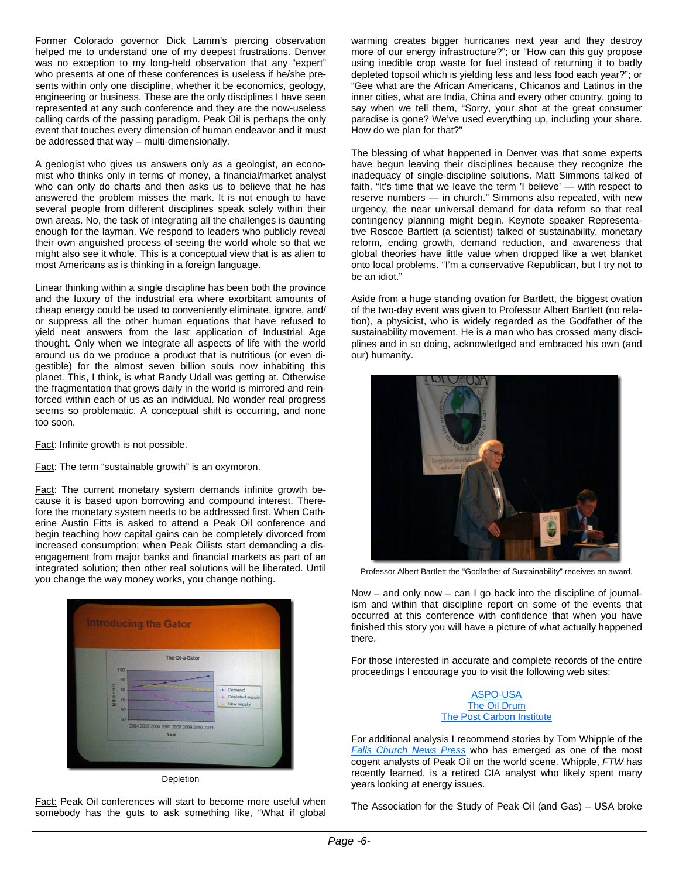Former Colorado governor Dick Lamm's piercing observation helped me to understand one of my deepest frustrations. Denver was no exception to my long-held observation that any "expert" who presents at one of these conferences is useless if he/she presents within only one discipline, whether it be economics, geology, engineering or business. These are the only disciplines I have seen represented at any such conference and they are the now-useless calling cards of the passing paradigm. Peak Oil is perhaps the only event that touches every dimension of human endeavor and it must be addressed that way – multi-dimensionally.

A geologist who gives us answers only as a geologist, an economist who thinks only in terms of money, a financial/market analyst who can only do charts and then asks us to believe that he has answered the problem misses the mark. It is not enough to have several people from different disciplines speak solely within their own areas. No, the task of integrating all the challenges is daunting enough for the layman. We respond to leaders who publicly reveal their own anguished process of seeing the world whole so that we might also see it whole. This is a conceptual view that is as alien to most Americans as is thinking in a foreign language.

Linear thinking within a single discipline has been both the province and the luxury of the industrial era where exorbitant amounts of cheap energy could be used to conveniently eliminate, ignore, and/or suppress all the other human equations that have refused to yield neat answers from the last application of Industrial Age thought. Only when we integrate all aspects of life with the world around us do we produce a product that is nutritious (or even digestible) for the almost seven billion souls now inhabiting this planet. This, I think, is what Randy Udall was getting at. Otherwise the fragmentation that grows daily in the world is mirrored and reinforced within each of us as an individual. No wonder real progress seems so problematic. A conceptual shift is occurring, and none too soon.

Fact: Infinite growth is not possible.

Fact: The term "sustainable growth" is an oxymoron.

Fact: The current monetary system demands infinite growth because it is based upon borrowing and compound interest. Therefore the monetary system needs to be addressed first. When Catherine Austin Fitts is asked to attend a Peak Oil conference and begin teaching how capital gains can be completely divorced from increased consumption; when Peak Oilists start demanding a disengagement from major banks and financial markets as part of an integrated solution; then other real solutions will be liberated. Until you change the way money works, you change nothing.

Depletion

Fact: Peak Oil conferences will start to become more useful when somebody has the guts to ask something like, "What if global warming creates bigger hurricanes next year and they destroy more of our energy infrastructure?"; or "How can this guy propose using inedible crop waste for fuel instead of returning it to badly depleted topsoil which is yielding less and less food each year?"; or "Gee what are the African Americans, Chicanos and Latinos in the inner cities, what are India, China and every other country, going to say when we tell them, "Sorry, your shot at the great consumer paradise is gone? We've used everything up, including your share. How do we plan for that?"

The blessing of what happened in Denver was that some experts have begun leaving their disciplines because they recognize the inadequacy of single-discipline solutions. Matt Simmons talked of faith. "It's time that we leave the term 'I believe' — with respect to reserve numbers — in church." Simmons also repeated, with new urgency, the near universal demand for data reform so that real contingency planning might begin. Keynote speaker Representative Roscoe Bartlett (a scientist) talked of sustainability, monetary reform, ending growth, demand reduction, and awareness that global theories have little value when dropped like a wet blanket onto local problems. "I'm a conservative Republican, but I try not to be an idiot."

Aside from a huge standing ovation for Bartlett, the biggest ovation of the two-day event was given to Professor Albert Bartlett (no relation), a physicist, who is widely regarded as the Godfather of the sustainability movement. He is a man who has crossed many disciplines and in so doing, acknowledged and embraced his own (and our) humanity.

Professor Albert Bartlett the "Godfather of Sustainability" receives an award.

Now – and only now – can I go back into the discipline of journalism and within that discipline report on some of the events that occurred at this conference with confidence that when you have finished this story you will have a picture of what actually happened there.

For those interested in accurate and complete records of the entire proceedings I encourage you to visit the following web sites:

ASPO-USA
The Oil Drum
The Post Carbon Institute

For additional analysis I recommend stories by Tom Whipple of the *Falls Church News Press* who has emerged as one of the most cogent analysts of Peak Oil on the world scene. Whipple, *FTW* has recently learned, is a retired CIA analyst who likely spent many years looking at energy issues.

The Association for the Study of Peak Oil (and Gas) – USA broke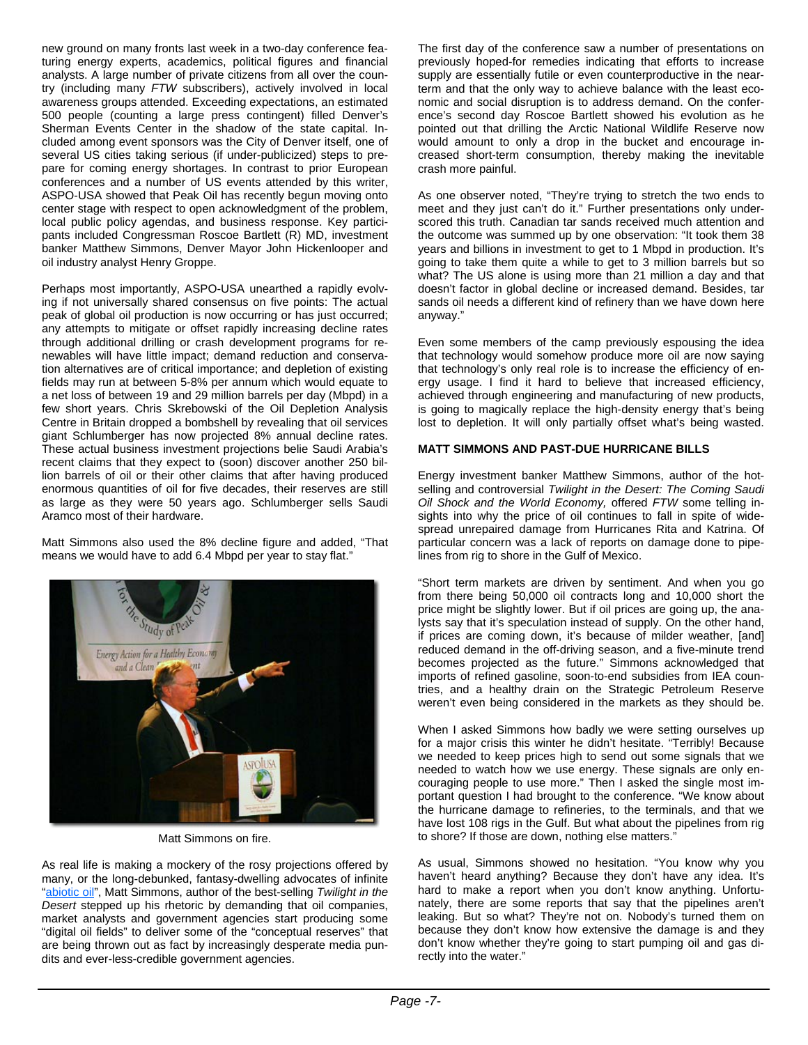new ground on many fronts last week in a two-day conference featuring energy experts, academics, political figures and financial analysts. A large number of private citizens from all over the country (including many *FTW* subscribers), actively involved in local awareness groups attended. Exceeding expectations, an estimated 500 people (counting a large press contingent) filled Denver's Sherman Events Center in the shadow of the state capital. Included among event sponsors was the City of Denver itself, one of several US cities taking serious (if under-publicized) steps to prepare for coming energy shortages. In contrast to prior European conferences and a number of US events attended by this writer, ASPO-USA showed that Peak Oil has recently begun moving onto center stage with respect to open acknowledgment of the problem, local public policy agendas, and business response. Key participants included Congressman Roscoe Bartlett (R) MD, investment banker Matthew Simmons, Denver Mayor John Hickenlooper and oil industry analyst Henry Groppe.

Perhaps most importantly, ASPO-USA unearthed a rapidly evolving if not universally shared consensus on five points: The actual peak of global oil production is now occurring or has just occurred; any attempts to mitigate or offset rapidly increasing decline rates through additional drilling or crash development programs for renewables will have little impact; demand reduction and conservation alternatives are of critical importance; and depletion of existing fields may run at between 5-8% per annum which would equate to a net loss of between 19 and 29 million barrels per day (Mbpd) in a few short years. Chris Skrebowski of the Oil Depletion Analysis Centre in Britain dropped a bombshell by revealing that oil services giant Schlumberger has now projected 8% annual decline rates. These actual business investment projections belie Saudi Arabia's recent claims that they expect to (soon) discover another 250 billion barrels of oil or their other claims that after having produced enormous quantities of oil for five decades, their reserves are still as large as they were 50 years ago. Schlumberger sells Saudi Aramco most of their hardware.

Matt Simmons also used the 8% decline figure and added, "That means we would have to add 6.4 Mbpd per year to stay flat."

Matt Simmons on fire.

As real life is making a mockery of the rosy projections offered by many, or the long-debunked, fantasy-dwelling advocates of infinite "abiotic oil", Matt Simmons, author of the best-selling *Twilight in the Desert* stepped up his rhetoric by demanding that oil companies, market analysts and government agencies start producing some "digital oil fields" to deliver some of the "conceptual reserves" that are being thrown out as fact by increasingly desperate media pundits and ever-less-credible government agencies.

The first day of the conference saw a number of presentations on previously hoped-for remedies indicating that efforts to increase supply are essentially futile or even counterproductive in the near-term and that the only way to achieve balance with the least economic and social disruption is to address demand. On the conference's second day Roscoe Bartlett showed his evolution as he pointed out that drilling the Arctic National Wildlife Reserve now would amount to only a drop in the bucket and encourage increased short-term consumption, thereby making the inevitable crash more painful.

As one observer noted, "They're trying to stretch the two ends to meet and they just can't do it." Further presentations only underscored this truth. Canadian tar sands received much attention and the outcome was summed up by one observation: "It took them 38 years and billions in investment to get to 1 Mbpd in production. It's going to take them quite a while to get to 3 million barrels but so what? The US alone is using more than 21 million a day and that doesn't factor in global decline or increased demand. Besides, tar sands oil needs a different kind of refinery than we have down here anyway."

Even some members of the camp previously espousing the idea that technology would somehow produce more oil are now saying that technology's only real role is to increase the efficiency of energy usage. I find it hard to believe that increased efficiency, achieved through engineering and manufacturing of new products, is going to magically replace the high-density energy that's being lost to depletion. It will only partially offset what's being wasted.

**MATT SIMMONS AND PAST-DUE HURRICANE BILLS**

Energy investment banker Matthew Simmons, author of the hot-selling and controversial *Twilight in the Desert: The Coming Saudi Oil Shock and the World Economy,* offered *FTW* some telling insights into why the price of oil continues to fall in spite of widespread unrepaired damage from Hurricanes Rita and Katrina. Of particular concern was a lack of reports on damage done to pipelines from rig to shore in the Gulf of Mexico.

"Short term markets are driven by sentiment. And when you go from there being 50,000 oil contracts long and 10,000 short the price might be slightly lower. But if oil prices are going up, the analysts say that it's speculation instead of supply. On the other hand, if prices are coming down, it's because of milder weather, [and] reduced demand in the off-driving season, and a five-minute trend becomes projected as the future." Simmons acknowledged that imports of refined gasoline, soon-to-end subsidies from IEA countries, and a healthy drain on the Strategic Petroleum Reserve weren't even being considered in the markets as they should be.

When I asked Simmons how badly we were setting ourselves up for a major crisis this winter he didn't hesitate. "Terribly! Because we needed to keep prices high to send out some signals that we needed to watch how we use energy. These signals are only encouraging people to use more." Then I asked the single most important question I had brought to the conference. "We know about the hurricane damage to refineries, to the terminals, and that we have lost 108 rigs in the Gulf. But what about the pipelines from rig to shore? If those are down, nothing else matters."

As usual, Simmons showed no hesitation. "You know why you haven't heard anything? Because they don't have any idea. It's hard to make a report when you don't know anything. Unfortunately, there are some reports that say that the pipelines aren't leaking. But so what? They're not on. Nobody's turned them on because they don't know how extensive the damage is and they don't know whether they're going to start pumping oil and gas directly into the water."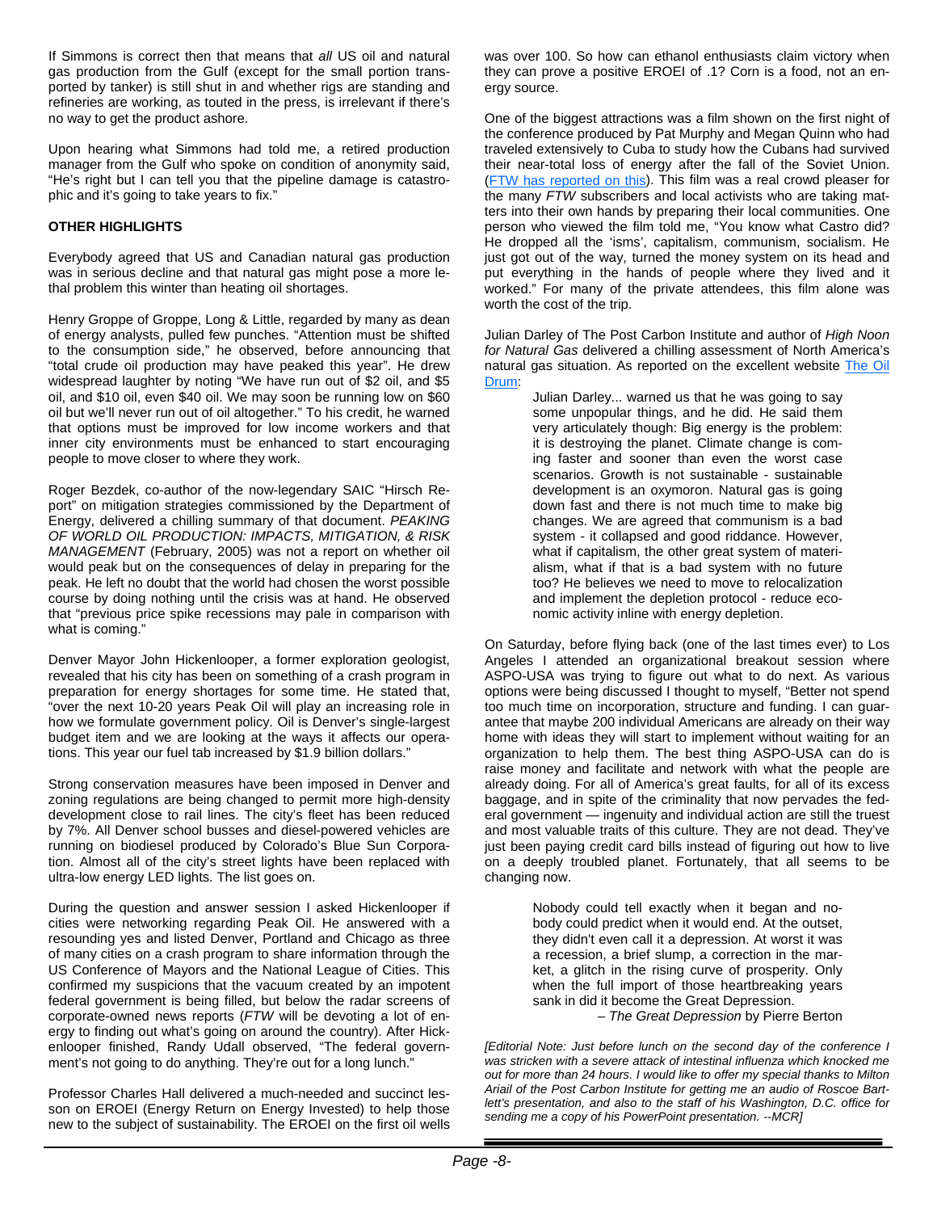If Simmons is correct then that means that *all* US oil and natural gas production from the Gulf (except for the small portion transported by tanker) is still shut in and whether rigs are standing and refineries are working, as touted in the press, is irrelevant if there's no way to get the product ashore.

Upon hearing what Simmons had told me, a retired production manager from the Gulf who spoke on condition of anonymity said, "He's right but I can tell you that the pipeline damage is catastrophic and it's going to take years to fix."

**OTHER HIGHLIGHTS**

Everybody agreed that US and Canadian natural gas production was in serious decline and that natural gas might pose a more lethal problem this winter than heating oil shortages.

Henry Groppe of Groppe, Long & Little, regarded by many as dean of energy analysts, pulled few punches. "Attention must be shifted to the consumption side," he observed, before announcing that "total crude oil production may have peaked this year". He drew widespread laughter by noting "We have run out of $2 oil, and $5 oil, and $10 oil, even $40 oil. We may soon be running low on $60 oil but we'll never run out of oil altogether." To his credit, he warned that options must be improved for low income workers and that inner city environments must be enhanced to start encouraging people to move closer to where they work.

Roger Bezdek, co-author of the now-legendary SAIC "Hirsch Report" on mitigation strategies commissioned by the Department of Energy, delivered a chilling summary of that document. *PEAKING OF WORLD OIL PRODUCTION: IMPACTS, MITIGATION, & RISK MANAGEMENT* (February, 2005) was not a report on whether oil would peak but on the consequences of delay in preparing for the peak. He left no doubt that the world had chosen the worst possible course by doing nothing until the crisis was at hand. He observed that "previous price spike recessions may pale in comparison with what is coming."

Denver Mayor John Hickenlooper, a former exploration geologist, revealed that his city has been on something of a crash program in preparation for energy shortages for some time. He stated that, "over the next 10-20 years Peak Oil will play an increasing role in how we formulate government policy. Oil is Denver's single-largest budget item and we are looking at the ways it affects our operations. This year our fuel tab increased by $1.9 billion dollars."

Strong conservation measures have been imposed in Denver and zoning regulations are being changed to permit more high-density development close to rail lines. The city's fleet has been reduced by 7%. All Denver school busses and diesel-powered vehicles are running on biodiesel produced by Colorado's Blue Sun Corporation. Almost all of the city's street lights have been replaced with ultra-low energy LED lights. The list goes on.

During the question and answer session I asked Hickenlooper if cities were networking regarding Peak Oil. He answered with a resounding yes and listed Denver, Portland and Chicago as three of many cities on a crash program to share information through the US Conference of Mayors and the National League of Cities. This confirmed my suspicions that the vacuum created by an impotent federal government is being filled, but below the radar screens of corporate-owned news reports (*FTW* will be devoting a lot of energy to finding out what's going on around the country). After Hickenlooper finished, Randy Udall observed, "The federal government's not going to do anything. They're out for a long lunch."

Professor Charles Hall delivered a much-needed and succinct lesson on EROEI (Energy Return on Energy Invested) to help those new to the subject of sustainability. The EROEI on the first oil wells was over 100. So how can ethanol enthusiasts claim victory when they can prove a positive EROEI of .1? Corn is a food, not an energy source.

One of the biggest attractions was a film shown on the first night of the conference produced by Pat Murphy and Megan Quinn who had traveled extensively to Cuba to study how the Cubans had survived their near-total loss of energy after the fall of the Soviet Union. (FTW has reported on this). This film was a real crowd pleaser for the many *FTW* subscribers and local activists who are taking matters into their own hands by preparing their local communities. One person who viewed the film told me, "You know what Castro did? He dropped all the 'isms', capitalism, communism, socialism. He just got out of the way, turned the money system on its head and put everything in the hands of people where they lived and it worked." For many of the private attendees, this film alone was worth the cost of the trip.

Julian Darley of The Post Carbon Institute and author of *High Noon for Natural Gas* delivered a chilling assessment of North America's natural gas situation. As reported on the excellent website The Oil Drum:

> Julian Darley... warned us that he was going to say some unpopular things, and he did. He said them very articulately though: Big energy is the problem: it is destroying the planet. Climate change is coming faster and sooner than even the worst case scenarios. Growth is not sustainable - sustainable development is an oxymoron. Natural gas is going down fast and there is not much time to make big changes. We are agreed that communism is a bad system - it collapsed and good riddance. However, what if capitalism, the other great system of materialism, what if that is a bad system with no future too? He believes we need to move to relocalization and implement the depletion protocol - reduce economic activity inline with energy depletion.

On Saturday, before flying back (one of the last times ever) to Los Angeles I attended an organizational breakout session where ASPO-USA was trying to figure out what to do next. As various options were being discussed I thought to myself, "Better not spend too much time on incorporation, structure and funding. I can guarantee that maybe 200 individual Americans are already on their way home with ideas they will start to implement without waiting for an organization to help them. The best thing ASPO-USA can do is raise money and facilitate and network with what the people are already doing. For all of America's great faults, for all of its excess baggage, and in spite of the criminality that now pervades the federal government — ingenuity and individual action are still the truest and most valuable traits of this culture. They are not dead. They've just been paying credit card bills instead of figuring out how to live on a deeply troubled planet. Fortunately, that all seems to be changing now.

> Nobody could tell exactly when it began and nobody could predict when it would end. At the outset, they didn't even call it a depression. At worst it was a recession, a brief slump, a correction in the market, a glitch in the rising curve of prosperity. Only when the full import of those heartbreaking years sank in did it become the Great Depression.
>
> – *The Great Depression* by Pierre Berton

*[Editorial Note: Just before lunch on the second day of the conference I was stricken with a severe attack of intestinal influenza which knocked me out for more than 24 hours. I would like to offer my special thanks to Milton Ariail of the Post Carbon Institute for getting me an audio of Roscoe Bartlett's presentation, and also to the staff of his Washington, D.C. office for sending me a copy of his PowerPoint presentation. --MCR]*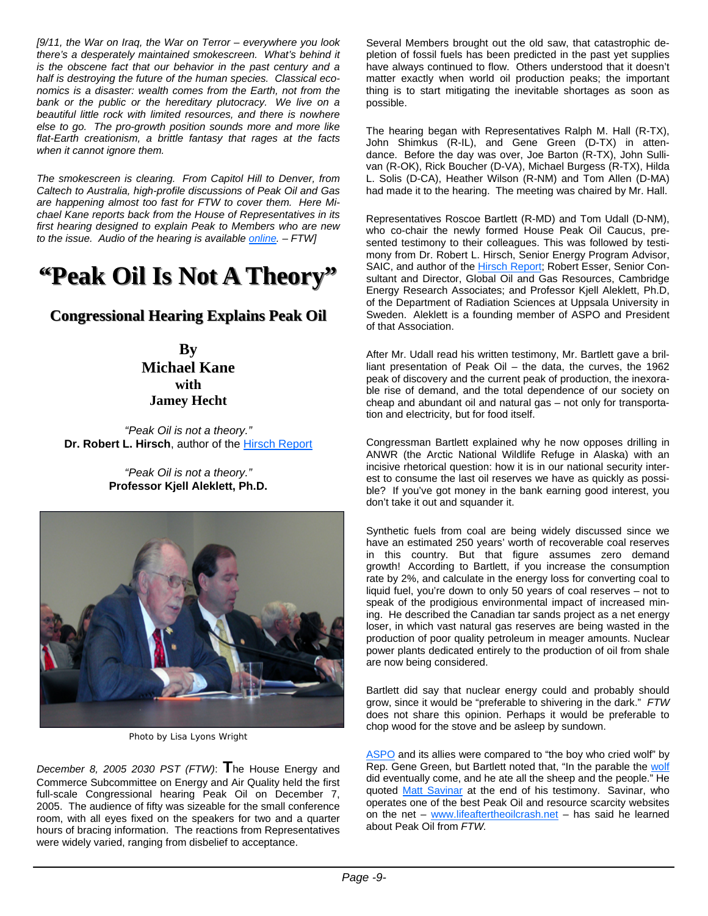*[9/11, the War on Iraq, the War on Terror – everywhere you look there's a desperately maintained smokescreen. What's behind it is the obscene fact that our behavior in the past century and a half is destroying the future of the human species. Classical economics is a disaster: wealth comes from the Earth, not from the bank or the public or the hereditary plutocracy. We live on a beautiful little rock with limited resources, and there is nowhere else to go. The pro-growth position sounds more and more like flat-Earth creationism, a brittle fantasy that rages at the facts when it cannot ignore them.*

*The smokescreen is clearing. From Capitol Hill to Denver, from Caltech to Australia, high-profile discussions of Peak Oil and Gas are happening almost too fast for FTW to cover them. Here Michael Kane reports back from the House of Representatives in its first hearing designed to explain Peak to Members who are new to the issue. Audio of the hearing is available online. – FTW]*

# "Peak Oil Is Not A Theory"

## Congressional Hearing Explains Peak Oil

**By**
**Michael Kane**
**with**
**Jamey Hecht**

*"Peak Oil is not a theory."*
**Dr. Robert L. Hirsch**, author of the Hirsch Report

*"Peak Oil is not a theory."*
**Professor Kjell Aleklett, Ph.D.**

Photo by Lisa Lyons Wright

*December 8, 2005 2030 PST (FTW)*: The House Energy and Commerce Subcommittee on Energy and Air Quality held the first full-scale Congressional hearing Peak Oil on December 7, 2005. The audience of fifty was sizeable for the small conference room, with all eyes fixed on the speakers for two and a quarter hours of bracing information. The reactions from Representatives were widely varied, ranging from disbelief to acceptance.

Several Members brought out the old saw, that catastrophic depletion of fossil fuels has been predicted in the past yet supplies have always continued to flow. Others understood that it doesn't matter exactly when world oil production peaks; the important thing is to start mitigating the inevitable shortages as soon as possible.

The hearing began with Representatives Ralph M. Hall (R-TX), John Shimkus (R-IL), and Gene Green (D-TX) in attendance. Before the day was over, Joe Barton (R-TX), John Sullivan (R-OK), Rick Boucher (D-VA), Michael Burgess (R-TX), Hilda L. Solis (D-CA), Heather Wilson (R-NM) and Tom Allen (D-MA) had made it to the hearing. The meeting was chaired by Mr. Hall.

Representatives Roscoe Bartlett (R-MD) and Tom Udall (D-NM), who co-chair the newly formed House Peak Oil Caucus, presented testimony to their colleagues. This was followed by testimony from Dr. Robert L. Hirsch, Senior Energy Program Advisor, SAIC, and author of the Hirsch Report; Robert Esser, Senior Consultant and Director, Global Oil and Gas Resources, Cambridge Energy Research Associates; and Professor Kjell Aleklett, Ph.D, of the Department of Radiation Sciences at Uppsala University in Sweden. Aleklett is a founding member of ASPO and President of that Association.

After Mr. Udall read his written testimony, Mr. Bartlett gave a brilliant presentation of Peak Oil – the data, the curves, the 1962 peak of discovery and the current peak of production, the inexorable rise of demand, and the total dependence of our society on cheap and abundant oil and natural gas – not only for transportation and electricity, but for food itself.

Congressman Bartlett explained why he now opposes drilling in ANWR (the Arctic National Wildlife Refuge in Alaska) with an incisive rhetorical question: how it is in our national security interest to consume the last oil reserves we have as quickly as possible? If you've got money in the bank earning good interest, you don't take it out and squander it.

Synthetic fuels from coal are being widely discussed since we have an estimated 250 years' worth of recoverable coal reserves in this country. But that figure assumes zero demand growth! According to Bartlett, if you increase the consumption rate by 2%, and calculate in the energy loss for converting coal to liquid fuel, you're down to only 50 years of coal reserves – not to speak of the prodigious environmental impact of increased mining. He described the Canadian tar sands project as a net energy loser, in which vast natural gas reserves are being wasted in the production of poor quality petroleum in meager amounts. Nuclear power plants dedicated entirely to the production of oil from shale are now being considered.

Bartlett did say that nuclear energy could and probably should grow, since it would be "preferable to shivering in the dark." *FTW* does not share this opinion. Perhaps it would be preferable to chop wood for the stove and be asleep by sundown.

ASPO and its allies were compared to "the boy who cried wolf" by Rep. Gene Green, but Bartlett noted that, "In the parable the wolf did eventually come, and he ate all the sheep and the people." He quoted Matt Savinar at the end of his testimony. Savinar, who operates one of the best Peak Oil and resource scarcity websites on the net – www.lifeaftertheoilcrash.net – has said he learned about Peak Oil from *FTW.*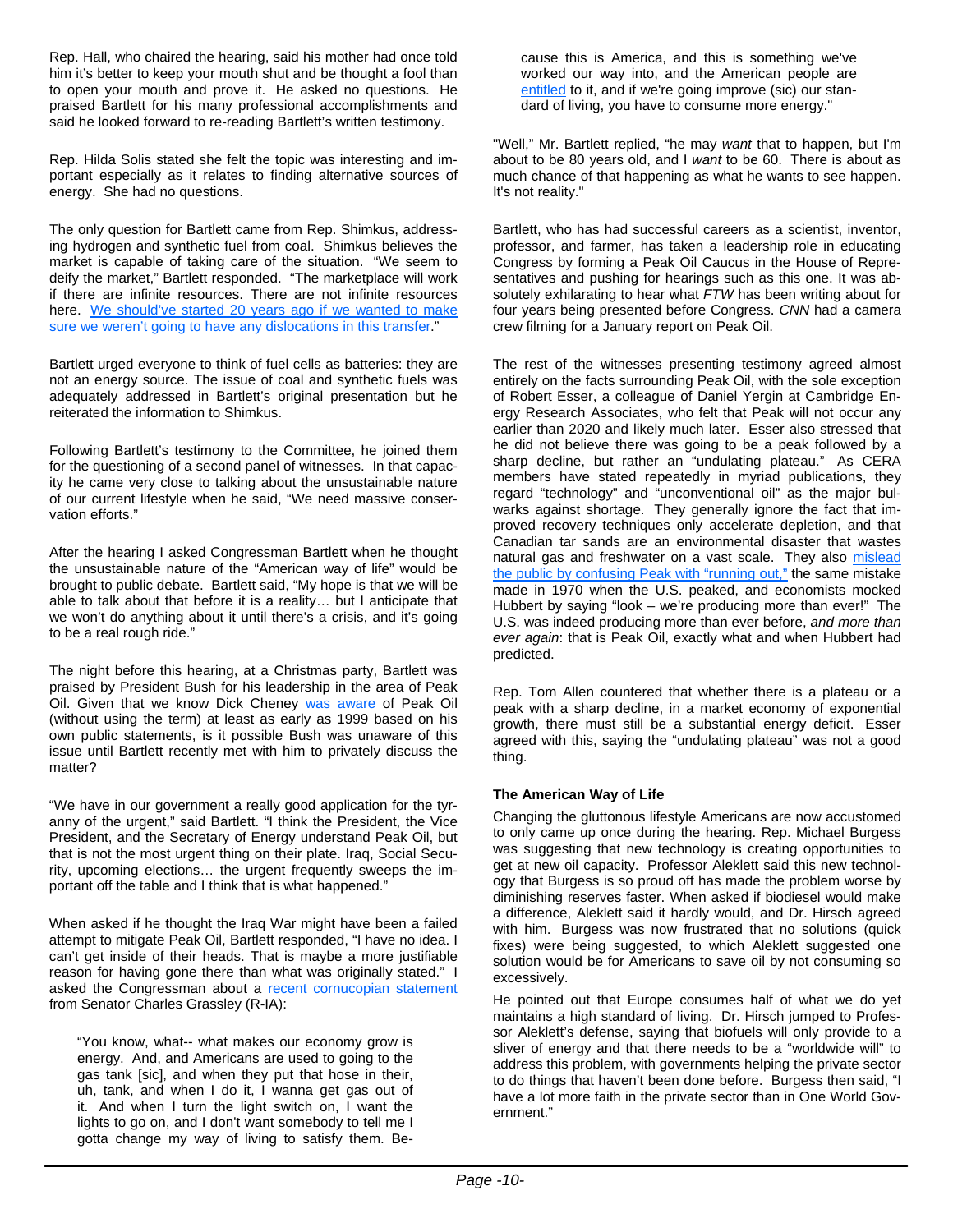Rep. Hall, who chaired the hearing, said his mother had once told him it's better to keep your mouth shut and be thought a fool than to open your mouth and prove it. He asked no questions. He praised Bartlett for his many professional accomplishments and said he looked forward to re-reading Bartlett's written testimony.

Rep. Hilda Solis stated she felt the topic was interesting and important especially as it relates to finding alternative sources of energy. She had no questions.

The only question for Bartlett came from Rep. Shimkus, addressing hydrogen and synthetic fuel from coal. Shimkus believes the market is capable of taking care of the situation. "We seem to deify the market," Bartlett responded. "The marketplace will work if there are infinite resources. There are not infinite resources here. We should've started 20 years ago if we wanted to make sure we weren't going to have any dislocations in this transfer."

Bartlett urged everyone to think of fuel cells as batteries: they are not an energy source. The issue of coal and synthetic fuels was adequately addressed in Bartlett's original presentation but he reiterated the information to Shimkus.

Following Bartlett's testimony to the Committee, he joined them for the questioning of a second panel of witnesses. In that capacity he came very close to talking about the unsustainable nature of our current lifestyle when he said, "We need massive conservation efforts."

After the hearing I asked Congressman Bartlett when he thought the unsustainable nature of the "American way of life" would be brought to public debate. Bartlett said, "My hope is that we will be able to talk about that before it is a reality… but I anticipate that we won't do anything about it until there's a crisis, and it's going to be a real rough ride."

The night before this hearing, at a Christmas party, Bartlett was praised by President Bush for his leadership in the area of Peak Oil. Given that we know Dick Cheney was aware of Peak Oil (without using the term) at least as early as 1999 based on his own public statements, is it possible Bush was unaware of this issue until Bartlett recently met with him to privately discuss the matter?

"We have in our government a really good application for the tyranny of the urgent," said Bartlett. "I think the President, the Vice President, and the Secretary of Energy understand Peak Oil, but that is not the most urgent thing on their plate. Iraq, Social Security, upcoming elections… the urgent frequently sweeps the important off the table and I think that is what happened."

When asked if he thought the Iraq War might have been a failed attempt to mitigate Peak Oil, Bartlett responded, "I have no idea. I can't get inside of their heads. That is maybe a more justifiable reason for having gone there than what was originally stated." I asked the Congressman about a recent cornucopian statement from Senator Charles Grassley (R-IA):

> "You know, what-- what makes our economy grow is energy. And, and Americans are used to going to the gas tank [sic], and when they put that hose in their, uh, tank, and when I do it, I wanna get gas out of it. And when I turn the light switch on, I want the lights to go on, and I don't want somebody to tell me I gotta change my way of living to satisfy them. Because this is America, and this is something we've worked our way into, and the American people are entitled to it, and if we're going improve (sic) our standard of living, you have to consume more energy."

"Well," Mr. Bartlett replied, "he may *want* that to happen, but I'm about to be 80 years old, and I *want* to be 60. There is about as much chance of that happening as what he wants to see happen. It's not reality."

Bartlett, who has had successful careers as a scientist, inventor, professor, and farmer, has taken a leadership role in educating Congress by forming a Peak Oil Caucus in the House of Representatives and pushing for hearings such as this one. It was absolutely exhilarating to hear what *FTW* has been writing about for four years being presented before Congress. *CNN* had a camera crew filming for a January report on Peak Oil.

The rest of the witnesses presenting testimony agreed almost entirely on the facts surrounding Peak Oil, with the sole exception of Robert Esser, a colleague of Daniel Yergin at Cambridge Energy Research Associates, who felt that Peak will not occur any earlier than 2020 and likely much later. Esser also stressed that he did not believe there was going to be a peak followed by a sharp decline, but rather an "undulating plateau." As CERA members have stated repeatedly in myriad publications, they regard "technology" and "unconventional oil" as the major bulwarks against shortage. They generally ignore the fact that improved recovery techniques only accelerate depletion, and that Canadian tar sands are an environmental disaster that wastes natural gas and freshwater on a vast scale. They also mislead the public by confusing Peak with "running out," the same mistake made in 1970 when the U.S. peaked, and economists mocked Hubbert by saying "look – we're producing more than ever!" The U.S. was indeed producing more than ever before, *and more than ever again*: that is Peak Oil, exactly what and when Hubbert had predicted.

Rep. Tom Allen countered that whether there is a plateau or a peak with a sharp decline, in a market economy of exponential growth, there must still be a substantial energy deficit. Esser agreed with this, saying the "undulating plateau" was not a good thing.

**The American Way of Life**

Changing the gluttonous lifestyle Americans are now accustomed to only came up once during the hearing. Rep. Michael Burgess was suggesting that new technology is creating opportunities to get at new oil capacity. Professor Aleklett said this new technology that Burgess is so proud off has made the problem worse by diminishing reserves faster. When asked if biodiesel would make a difference, Aleklett said it hardly would, and Dr. Hirsch agreed with him. Burgess was now frustrated that no solutions (quick fixes) were being suggested, to which Aleklett suggested one solution would be for Americans to save oil by not consuming so excessively.

He pointed out that Europe consumes half of what we do yet maintains a high standard of living. Dr. Hirsch jumped to Professor Aleklett's defense, saying that biofuels will only provide to a sliver of energy and that there needs to be a "worldwide will" to address this problem, with governments helping the private sector to do things that haven't been done before. Burgess then said, "I have a lot more faith in the private sector than in One World Government."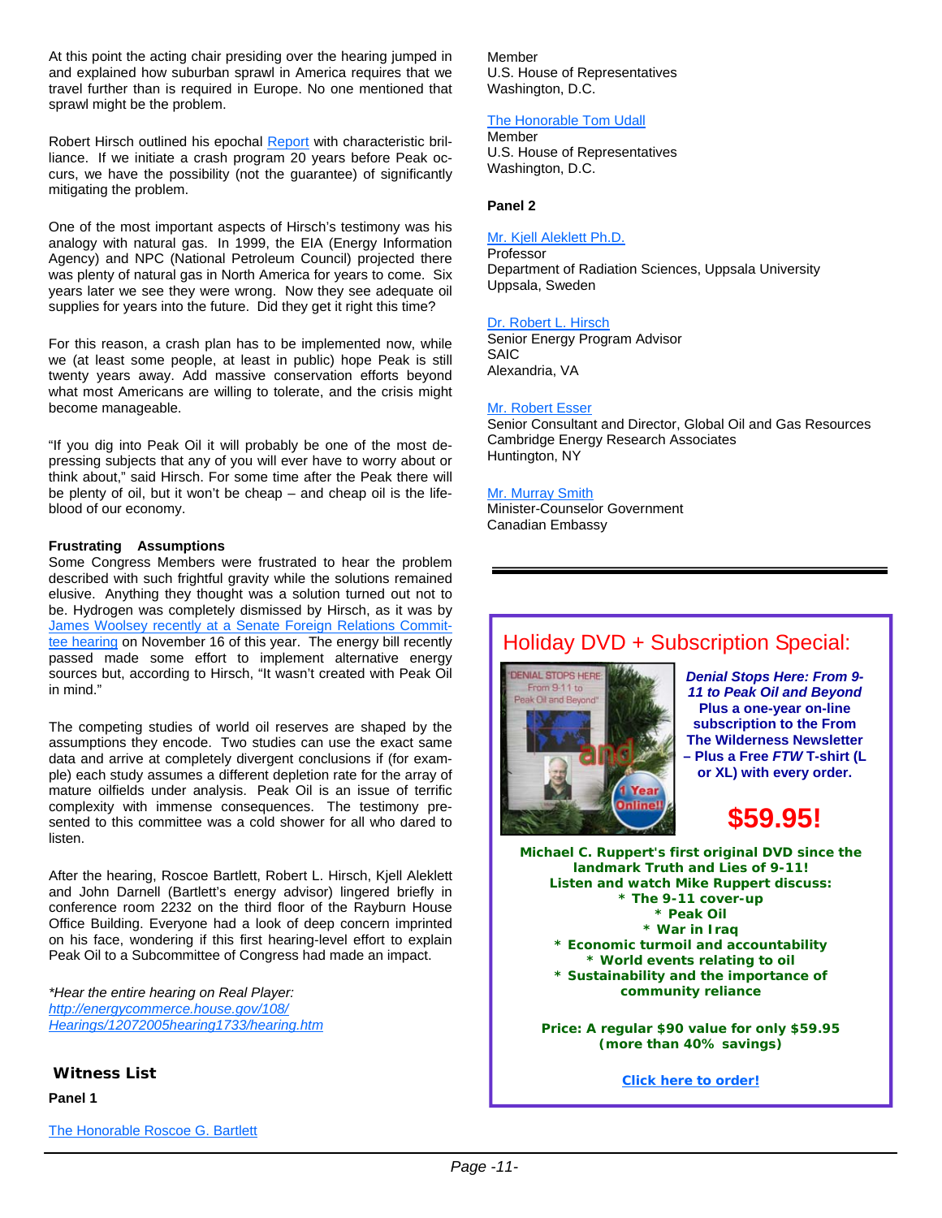At this point the acting chair presiding over the hearing jumped in and explained how suburban sprawl in America requires that we travel further than is required in Europe. No one mentioned that sprawl might be the problem.

Robert Hirsch outlined his epochal Report with characteristic brilliance. If we initiate a crash program 20 years before Peak occurs, we have the possibility (not the guarantee) of significantly mitigating the problem.

One of the most important aspects of Hirsch's testimony was his analogy with natural gas. In 1999, the EIA (Energy Information Agency) and NPC (National Petroleum Council) projected there was plenty of natural gas in North America for years to come. Six years later we see they were wrong. Now they see adequate oil supplies for years into the future. Did they get it right this time?

For this reason, a crash plan has to be implemented now, while we (at least some people, at least in public) hope Peak is still twenty years away. Add massive conservation efforts beyond what most Americans are willing to tolerate, and the crisis might become manageable.

"If you dig into Peak Oil it will probably be one of the most depressing subjects that any of you will ever have to worry about or think about," said Hirsch. For some time after the Peak there will be plenty of oil, but it won't be cheap – and cheap oil is the lifeblood of our economy.

**Frustrating Assumptions**

Some Congress Members were frustrated to hear the problem described with such frightful gravity while the solutions remained elusive. Anything they thought was a solution turned out not to be. Hydrogen was completely dismissed by Hirsch, as it was by James Woolsey recently at a Senate Foreign Relations Committee hearing on November 16 of this year. The energy bill recently passed made some effort to implement alternative energy sources but, according to Hirsch, "It wasn't created with Peak Oil in mind."

The competing studies of world oil reserves are shaped by the assumptions they encode. Two studies can use the exact same data and arrive at completely divergent conclusions if (for example) each study assumes a different depletion rate for the array of mature oilfields under analysis. Peak Oil is an issue of terrific complexity with immense consequences. The testimony presented to this committee was a cold shower for all who dared to listen.

After the hearing, Roscoe Bartlett, Robert L. Hirsch, Kjell Aleklett and John Darnell (Bartlett's energy advisor) lingered briefly in conference room 2232 on the third floor of the Rayburn House Office Building. Everyone had a look of deep concern imprinted on his face, wondering if this first hearing-level effort to explain Peak Oil to a Subcommittee of Congress had made an impact.

*\*Hear the entire hearing on Real Player:*
*http://energycommerce.house.gov/108/Hearings/12072005hearing1733/hearing.htm*

## Witness List

**Panel 1**

The Honorable Roscoe G. Bartlett
Member
U.S. House of Representatives
Washington, D.C.

The Honorable Tom Udall
Member
U.S. House of Representatives
Washington, D.C.

**Panel 2**

Mr. Kjell Aleklett Ph.D.
Professor
Department of Radiation Sciences, Uppsala University
Uppsala, Sweden

Dr. Robert L. Hirsch
Senior Energy Program Advisor
SAIC
Alexandria, VA

Mr. Robert Esser
Senior Consultant and Director, Global Oil and Gas Resources
Cambridge Energy Research Associates
Huntington, NY

Mr. Murray Smith
Minister-Counselor Government
Canadian Embassy

---

## Holiday DVD + Subscription Special:

"DENIAL STOPS HERE: From 9-11 to Peak Oil and Beyond" and 1 Year Online!!

***Denial Stops Here: From 9-11 to Peak Oil and Beyond*** **Plus a one-year on-line subscription to the From The Wilderness Newsletter – Plus a Free *FTW* T-shirt (L or XL) with every order.**

**$59.95!**

**Michael C. Ruppert's first original DVD since the landmark Truth and Lies of 9-11!**
**Listen and watch Mike Ruppert discuss:**

- **The 9-11 cover-up**
- **Peak Oil**
- **War in Iraq**
- **Economic turmoil and accountability**
- **World events relating to oil**
- **Sustainability and the importance of community reliance**

**Price: A regular $90 value for only $59.95 (more than 40% savings)**

**Click here to order!**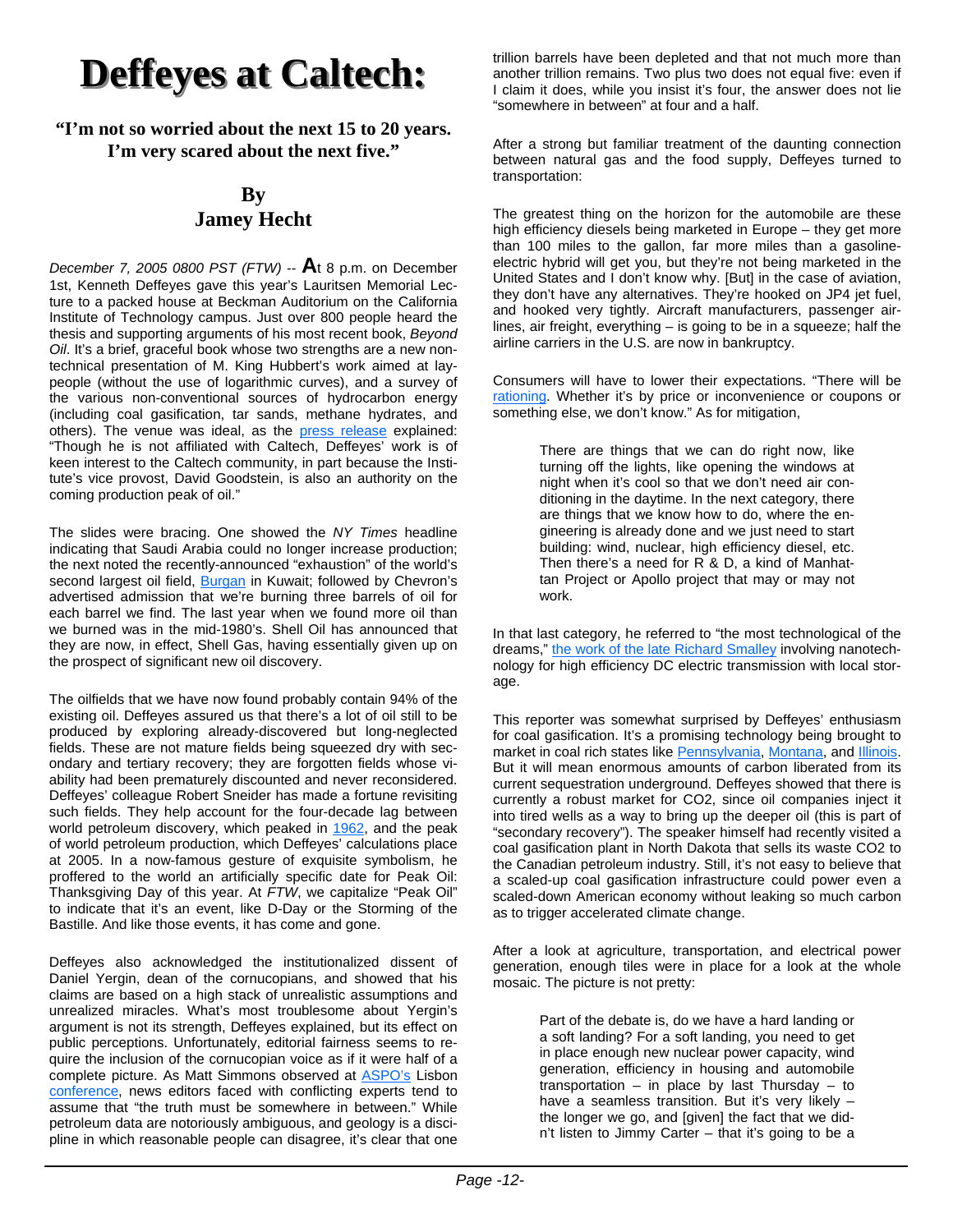# Deffeyes at Caltech:

**"I'm not so worried about the next 15 to 20 years. I'm very scared about the next five."**

**By**
**Jamey Hecht**

*December 7, 2005 0800 PST (FTW)* -- **A**t 8 p.m. on December 1st, Kenneth Deffeyes gave this year's Lauritsen Memorial Lecture to a packed house at Beckman Auditorium on the California Institute of Technology campus. Just over 800 people heard the thesis and supporting arguments of his most recent book, *Beyond Oil*. It's a brief, graceful book whose two strengths are a new non-technical presentation of M. King Hubbert's work aimed at lay-people (without the use of logarithmic curves), and a survey of the various non-conventional sources of hydrocarbon energy (including coal gasification, tar sands, methane hydrates, and others). The venue was ideal, as the press release explained: "Though he is not affiliated with Caltech, Deffeyes' work is of keen interest to the Caltech community, in part because the Institute's vice provost, David Goodstein, is also an authority on the coming production peak of oil."

The slides were bracing. One showed the *NY Times* headline indicating that Saudi Arabia could no longer increase production; the next noted the recently-announced "exhaustion" of the world's second largest oil field, Burgan in Kuwait; followed by Chevron's advertised admission that we're burning three barrels of oil for each barrel we find. The last year when we found more oil than we burned was in the mid-1980's. Shell Oil has announced that they are now, in effect, Shell Gas, having essentially given up on the prospect of significant new oil discovery.

The oilfields that we have now found probably contain 94% of the existing oil. Deffeyes assured us that there's a lot of oil still to be produced by exploring already-discovered but long-neglected fields. These are not mature fields being squeezed dry with secondary and tertiary recovery; they are forgotten fields whose viability had been prematurely discounted and never reconsidered. Deffeyes' colleague Robert Sneider has made a fortune revisiting such fields. They help account for the four-decade lag between world petroleum discovery, which peaked in 1962, and the peak of world petroleum production, which Deffeyes' calculations place at 2005. In a now-famous gesture of exquisite symbolism, he proffered to the world an artificially specific date for Peak Oil: Thanksgiving Day of this year. At *FTW*, we capitalize "Peak Oil" to indicate that it's an event, like D-Day or the Storming of the Bastille. And like those events, it has come and gone.

Deffeyes also acknowledged the institutionalized dissent of Daniel Yergin, dean of the cornucopians, and showed that his claims are based on a high stack of unrealistic assumptions and unrealized miracles. What's most troublesome about Yergin's argument is not its strength, Deffeyes explained, but its effect on public perceptions. Unfortunately, editorial fairness seems to require the inclusion of the cornucopian voice as if it were half of a complete picture. As Matt Simmons observed at ASPO's Lisbon conference, news editors faced with conflicting experts tend to assume that "the truth must be somewhere in between." While petroleum data are notoriously ambiguous, and geology is a discipline in which reasonable people can disagree, it's clear that one trillion barrels have been depleted and that not much more than another trillion remains. Two plus two does not equal five: even if I claim it does, while you insist it's four, the answer does not lie "somewhere in between" at four and a half.

After a strong but familiar treatment of the daunting connection between natural gas and the food supply, Deffeyes turned to transportation:

The greatest thing on the horizon for the automobile are these high efficiency diesels being marketed in Europe – they get more than 100 miles to the gallon, far more miles than a gasoline-electric hybrid will get you, but they're not being marketed in the United States and I don't know why. [But] in the case of aviation, they don't have any alternatives. They're hooked on JP4 jet fuel, and hooked very tightly. Aircraft manufacturers, passenger airlines, air freight, everything – is going to be in a squeeze; half the airline carriers in the U.S. are now in bankruptcy.

Consumers will have to lower their expectations. "There will be rationing. Whether it's by price or inconvenience or coupons or something else, we don't know." As for mitigation,

> There are things that we can do right now, like turning off the lights, like opening the windows at night when it's cool so that we don't need air conditioning in the daytime. In the next category, there are things that we know how to do, where the engineering is already done and we just need to start building: wind, nuclear, high efficiency diesel, etc. Then there's a need for R & D, a kind of Manhattan Project or Apollo project that may or may not work.

In that last category, he referred to "the most technological of the dreams," the work of the late Richard Smalley involving nanotechnology for high efficiency DC electric transmission with local storage.

This reporter was somewhat surprised by Deffeyes' enthusiasm for coal gasification. It's a promising technology being brought to market in coal rich states like Pennsylvania, Montana, and Illinois. But it will mean enormous amounts of carbon liberated from its current sequestration underground. Deffeyes showed that there is currently a robust market for CO2, since oil companies inject it into tired wells as a way to bring up the deeper oil (this is part of "secondary recovery"). The speaker himself had recently visited a coal gasification plant in North Dakota that sells its waste CO2 to the Canadian petroleum industry. Still, it's not easy to believe that a scaled-up coal gasification infrastructure could power even a scaled-down American economy without leaking so much carbon as to trigger accelerated climate change.

After a look at agriculture, transportation, and electrical power generation, enough tiles were in place for a look at the whole mosaic. The picture is not pretty:

> Part of the debate is, do we have a hard landing or a soft landing? For a soft landing, you need to get in place enough new nuclear power capacity, wind generation, efficiency in housing and automobile transportation – in place by last Thursday – to have a seamless transition. But it's very likely – the longer we go, and [given] the fact that we didn't listen to Jimmy Carter – that it's going to be a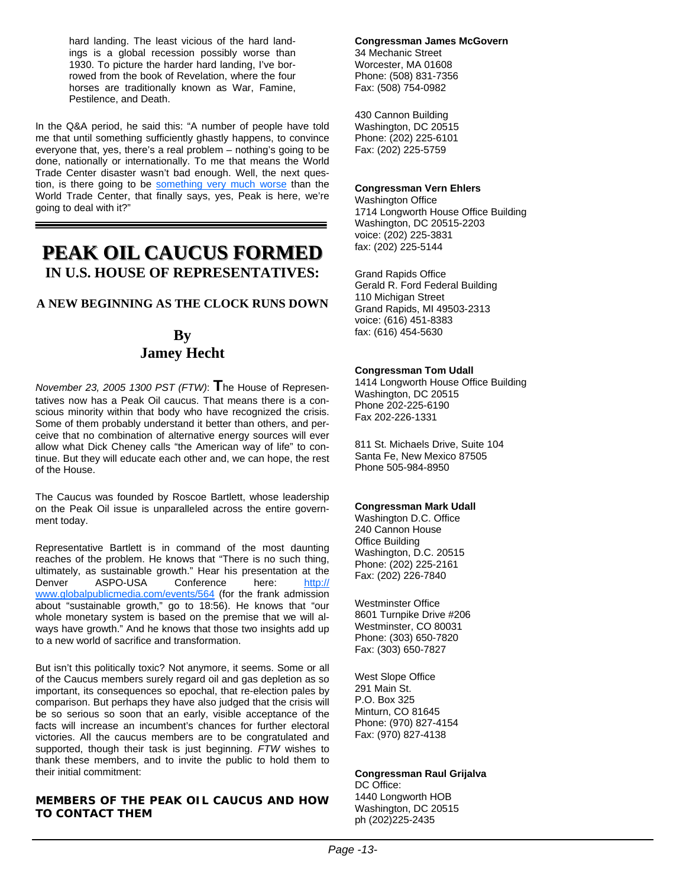hard landing. The least vicious of the hard landings is a global recession possibly worse than 1930. To picture the harder hard landing, I've borrowed from the book of Revelation, where the four horses are traditionally known as War, Famine, Pestilence, and Death.

In the Q&A period, he said this: "A number of people have told me that until something sufficiently ghastly happens, to convince everyone that, yes, there's a real problem – nothing's going to be done, nationally or internationally. To me that means the World Trade Center disaster wasn't bad enough. Well, the next question, is there going to be something very much worse than the World Trade Center, that finally says, yes, Peak is here, we're going to deal with it?"

---

# PEAK OIL CAUCUS FORMED

## IN U.S. HOUSE OF REPRESENTATIVES:

### A NEW BEGINNING AS THE CLOCK RUNS DOWN

### By
### Jamey Hecht

*November 23, 2005 1300 PST (FTW)*: **T**he House of Representatives now has a Peak Oil caucus. That means there is a conscious minority within that body who have recognized the crisis. Some of them probably understand it better than others, and perceive that no combination of alternative energy sources will ever allow what Dick Cheney calls "the American way of life" to continue. But they will educate each other and, we can hope, the rest of the House.

The Caucus was founded by Roscoe Bartlett, whose leadership on the Peak Oil issue is unparalleled across the entire government today.

Representative Bartlett is in command of the most daunting reaches of the problem. He knows that "There is no such thing, ultimately, as sustainable growth." Hear his presentation at the Denver ASPO-USA Conference here: http://www.globalpublicmedia.com/events/564 (for the frank admission about "sustainable growth," go to 18:56). He knows that "our whole monetary system is based on the premise that we will always have growth." And he knows that those two insights add up to a new world of sacrifice and transformation.

But isn't this politically toxic? Not anymore, it seems. Some or all of the Caucus members surely regard oil and gas depletion as so important, its consequences so epochal, that re-election pales by comparison. But perhaps they have also judged that the crisis will be so serious so soon that an early, visible acceptance of the facts will increase an incumbent's chances for further electoral victories. All the caucus members are to be congratulated and supported, though their task is just beginning. *FTW* wishes to thank these members, and to invite the public to hold them to their initial commitment:

**MEMBERS OF THE PEAK OIL CAUCUS AND HOW TO CONTACT THEM**

**Congressman James McGovern**
34 Mechanic Street
Worcester, MA 01608
Phone: (508) 831-7356
Fax: (508) 754-0982

430 Cannon Building
Washington, DC 20515
Phone: (202) 225-6101
Fax: (202) 225-5759

**Congressman Vern Ehlers**
Washington Office
1714 Longworth House Office Building
Washington, DC 20515-2203
voice: (202) 225-3831
fax: (202) 225-5144

Grand Rapids Office
Gerald R. Ford Federal Building
110 Michigan Street
Grand Rapids, MI 49503-2313
voice: (616) 451-8383
fax: (616) 454-5630

**Congressman Tom Udall**
1414 Longworth House Office Building
Washington, DC 20515
Phone 202-225-6190
Fax 202-226-1331

811 St. Michaels Drive, Suite 104
Santa Fe, New Mexico 87505
Phone 505-984-8950

**Congressman Mark Udall**
Washington D.C. Office
240 Cannon House
Office Building
Washington, D.C. 20515
Phone: (202) 225-2161
Fax: (202) 226-7840

Westminster Office
8601 Turnpike Drive #206
Westminster, CO 80031
Phone: (303) 650-7820
Fax: (303) 650-7827

West Slope Office
291 Main St.
P.O. Box 325
Minturn, CO 81645
Phone: (970) 827-4154
Fax: (970) 827-4138

**Congressman Raul Grijalva**
DC Office:
1440 Longworth HOB
Washington, DC 20515
ph (202)225-2435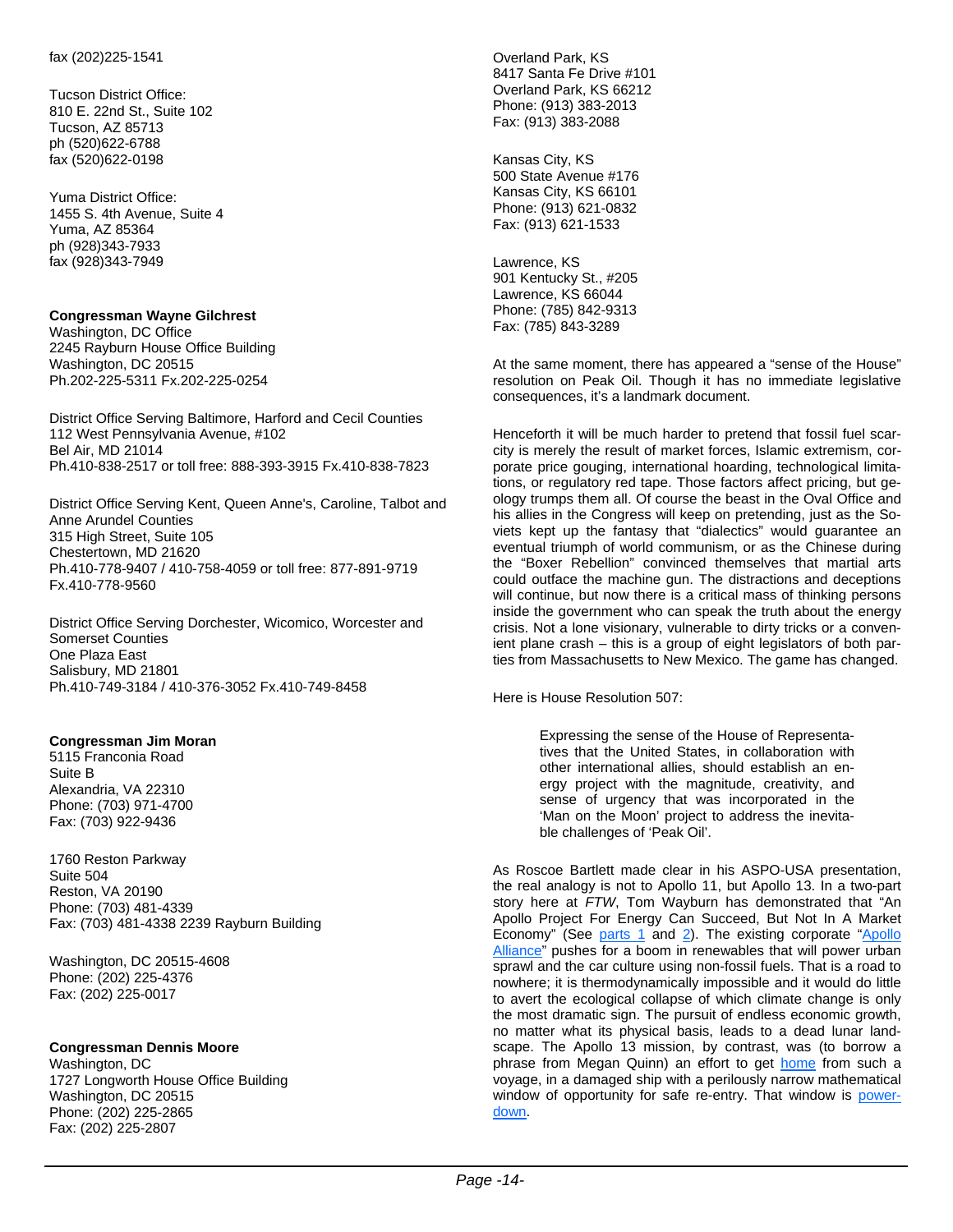fax (202)225-1541

Tucson District Office:
810 E. 22nd St., Suite 102
Tucson, AZ 85713
ph (520)622-6788
fax (520)622-0198

Yuma District Office:
1455 S. 4th Avenue, Suite 4
Yuma, AZ 85364
ph (928)343-7933
fax (928)343-7949

**Congressman Wayne Gilchrest**
Washington, DC Office
2245 Rayburn House Office Building
Washington, DC 20515
Ph.202-225-5311 Fx.202-225-0254

District Office Serving Baltimore, Harford and Cecil Counties
112 West Pennsylvania Avenue, #102
Bel Air, MD 21014
Ph.410-838-2517 or toll free: 888-393-3915 Fx.410-838-7823

District Office Serving Kent, Queen Anne's, Caroline, Talbot and Anne Arundel Counties
315 High Street, Suite 105
Chestertown, MD 21620
Ph.410-778-9407 / 410-758-4059 or toll free: 877-891-9719
Fx.410-778-9560

District Office Serving Dorchester, Wicomico, Worcester and Somerset Counties
One Plaza East
Salisbury, MD 21801
Ph.410-749-3184 / 410-376-3052 Fx.410-749-8458

**Congressman Jim Moran**
5115 Franconia Road
Suite B
Alexandria, VA 22310
Phone: (703) 971-4700
Fax: (703) 922-9436

1760 Reston Parkway
Suite 504
Reston, VA 20190
Phone: (703) 481-4339
Fax: (703) 481-4338 2239 Rayburn Building

Washington, DC 20515-4608
Phone: (202) 225-4376
Fax: (202) 225-0017

**Congressman Dennis Moore**
Washington, DC
1727 Longworth House Office Building
Washington, DC 20515
Phone: (202) 225-2865
Fax: (202) 225-2807

Overland Park, KS
8417 Santa Fe Drive #101
Overland Park, KS 66212
Phone: (913) 383-2013
Fax: (913) 383-2088

Kansas City, KS
500 State Avenue #176
Kansas City, KS 66101
Phone: (913) 621-0832
Fax: (913) 621-1533

Lawrence, KS
901 Kentucky St., #205
Lawrence, KS 66044
Phone: (785) 842-9313
Fax: (785) 843-3289

At the same moment, there has appeared a "sense of the House" resolution on Peak Oil. Though it has no immediate legislative consequences, it's a landmark document.

Henceforth it will be much harder to pretend that fossil fuel scarcity is merely the result of market forces, Islamic extremism, corporate price gouging, international hoarding, technological limitations, or regulatory red tape. Those factors affect pricing, but geology trumps them all. Of course the beast in the Oval Office and his allies in the Congress will keep on pretending, just as the Soviets kept up the fantasy that "dialectics" would guarantee an eventual triumph of world communism, or as the Chinese during the "Boxer Rebellion" convinced themselves that martial arts could outface the machine gun. The distractions and deceptions will continue, but now there is a critical mass of thinking persons inside the government who can speak the truth about the energy crisis. Not a lone visionary, vulnerable to dirty tricks or a convenient plane crash – this is a group of eight legislators of both parties from Massachusetts to New Mexico. The game has changed.

Here is House Resolution 507:

> Expressing the sense of the House of Representatives that the United States, in collaboration with other international allies, should establish an energy project with the magnitude, creativity, and sense of urgency that was incorporated in the 'Man on the Moon' project to address the inevitable challenges of 'Peak Oil'.

As Roscoe Bartlett made clear in his ASPO-USA presentation, the real analogy is not to Apollo 11, but Apollo 13. In a two-part story here at *FTW*, Tom Wayburn has demonstrated that "An Apollo Project For Energy Can Succeed, But Not In A Market Economy" (See parts 1 and 2). The existing corporate "Apollo Alliance" pushes for a boom in renewables that will power urban sprawl and the car culture using non-fossil fuels. That is a road to nowhere; it is thermodynamically impossible and it would do little to avert the ecological collapse of which climate change is only the most dramatic sign. The pursuit of endless economic growth, no matter what its physical basis, leads to a dead lunar landscape. The Apollo 13 mission, by contrast, was (to borrow a phrase from Megan Quinn) an effort to get home from such a voyage, in a damaged ship with a perilously narrow mathematical window of opportunity for safe re-entry. That window is powerdown.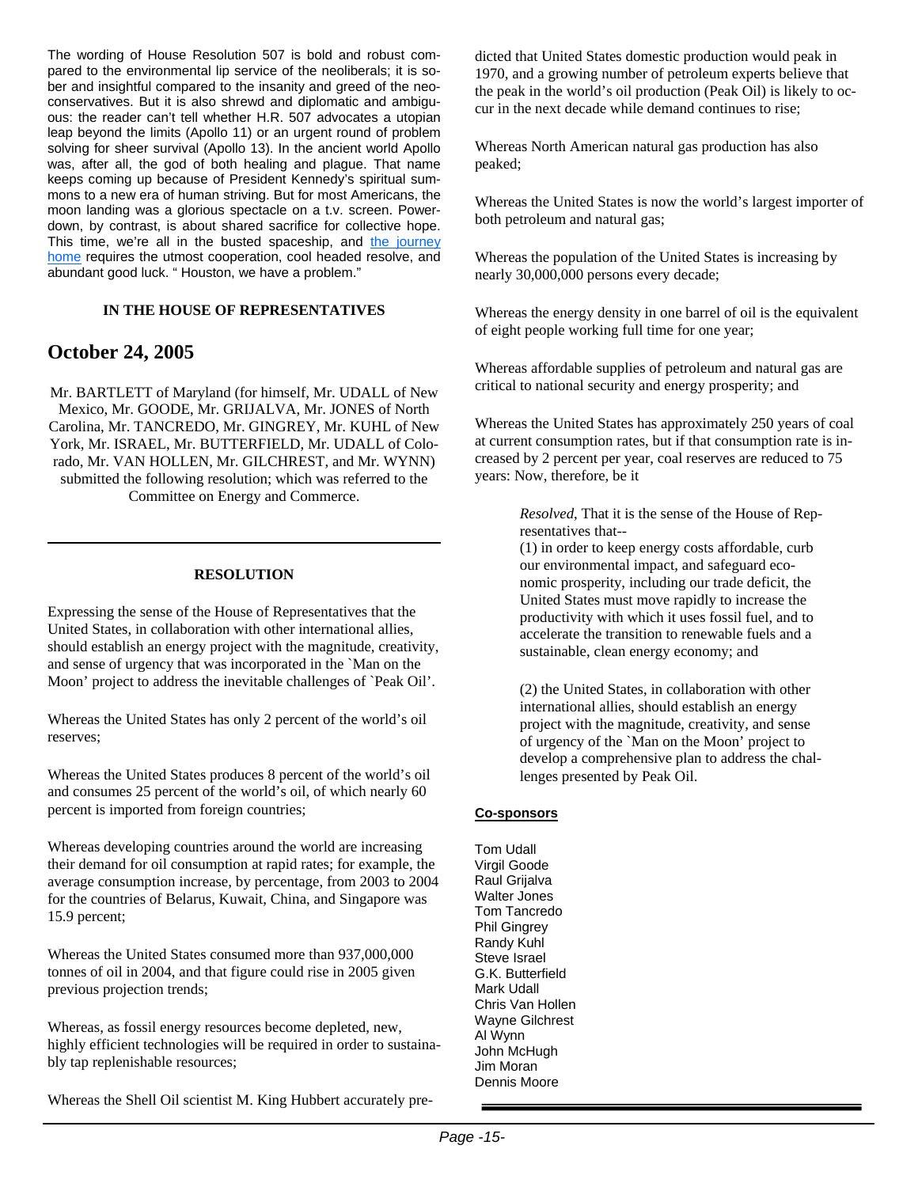The wording of House Resolution 507 is bold and robust compared to the environmental lip service of the neoliberals; it is sober and insightful compared to the insanity and greed of the neoconservatives. But it is also shrewd and diplomatic and ambiguous: the reader can't tell whether H.R. 507 advocates a utopian leap beyond the limits (Apollo 11) or an urgent round of problem solving for sheer survival (Apollo 13). In the ancient world Apollo was, after all, the god of both healing and plague. That name keeps coming up because of President Kennedy's spiritual summons to a new era of human striving. But for most Americans, the moon landing was a glorious spectacle on a t.v. screen. Powerdown, by contrast, is about shared sacrifice for collective hope. This time, we're all in the busted spaceship, and the journey home requires the utmost cooperation, cool headed resolve, and abundant good luck. " Houston, we have a problem."

**IN THE HOUSE OF REPRESENTATIVES**

## October 24, 2005

Mr. BARTLETT of Maryland (for himself, Mr. UDALL of New Mexico, Mr. GOODE, Mr. GRIJALVA, Mr. JONES of North Carolina, Mr. TANCREDO, Mr. GINGREY, Mr. KUHL of New York, Mr. ISRAEL, Mr. BUTTERFIELD, Mr. UDALL of Colorado, Mr. VAN HOLLEN, Mr. GILCHREST, and Mr. WYNN) submitted the following resolution; which was referred to the Committee on Energy and Commerce.

---

**RESOLUTION**

Expressing the sense of the House of Representatives that the United States, in collaboration with other international allies, should establish an energy project with the magnitude, creativity, and sense of urgency that was incorporated in the `Man on the Moon' project to address the inevitable challenges of `Peak Oil'.

Whereas the United States has only 2 percent of the world's oil reserves;

Whereas the United States produces 8 percent of the world's oil and consumes 25 percent of the world's oil, of which nearly 60 percent is imported from foreign countries;

Whereas developing countries around the world are increasing their demand for oil consumption at rapid rates; for example, the average consumption increase, by percentage, from 2003 to 2004 for the countries of Belarus, Kuwait, China, and Singapore was 15.9 percent;

Whereas the United States consumed more than 937,000,000 tonnes of oil in 2004, and that figure could rise in 2005 given previous projection trends;

Whereas, as fossil energy resources become depleted, new, highly efficient technologies will be required in order to sustainably tap replenishable resources;

Whereas the Shell Oil scientist M. King Hubbert accurately predicted that United States domestic production would peak in 1970, and a growing number of petroleum experts believe that the peak in the world's oil production (Peak Oil) is likely to occur in the next decade while demand continues to rise;

Whereas North American natural gas production has also peaked;

Whereas the United States is now the world's largest importer of both petroleum and natural gas;

Whereas the population of the United States is increasing by nearly 30,000,000 persons every decade;

Whereas the energy density in one barrel of oil is the equivalent of eight people working full time for one year;

Whereas affordable supplies of petroleum and natural gas are critical to national security and energy prosperity; and

Whereas the United States has approximately 250 years of coal at current consumption rates, but if that consumption rate is increased by 2 percent per year, coal reserves are reduced to 75 years: Now, therefore, be it

> *Resolved*, That it is the sense of the House of Representatives that--
>
> (1) in order to keep energy costs affordable, curb our environmental impact, and safeguard economic prosperity, including our trade deficit, the United States must move rapidly to increase the productivity with which it uses fossil fuel, and to accelerate the transition to renewable fuels and a sustainable, clean energy economy; and
>
> (2) the United States, in collaboration with other international allies, should establish an energy project with the magnitude, creativity, and sense of urgency of the `Man on the Moon' project to develop a comprehensive plan to address the challenges presented by Peak Oil.

**Co-sponsors**

Tom Udall
Virgil Goode
Raul Grijalva
Walter Jones
Tom Tancredo
Phil Gingrey
Randy Kuhl
Steve Israel
G.K. Butterfield
Mark Udall
Chris Van Hollen
Wayne Gilchrest
Al Wynn
John McHugh
Jim Moran
Dennis Moore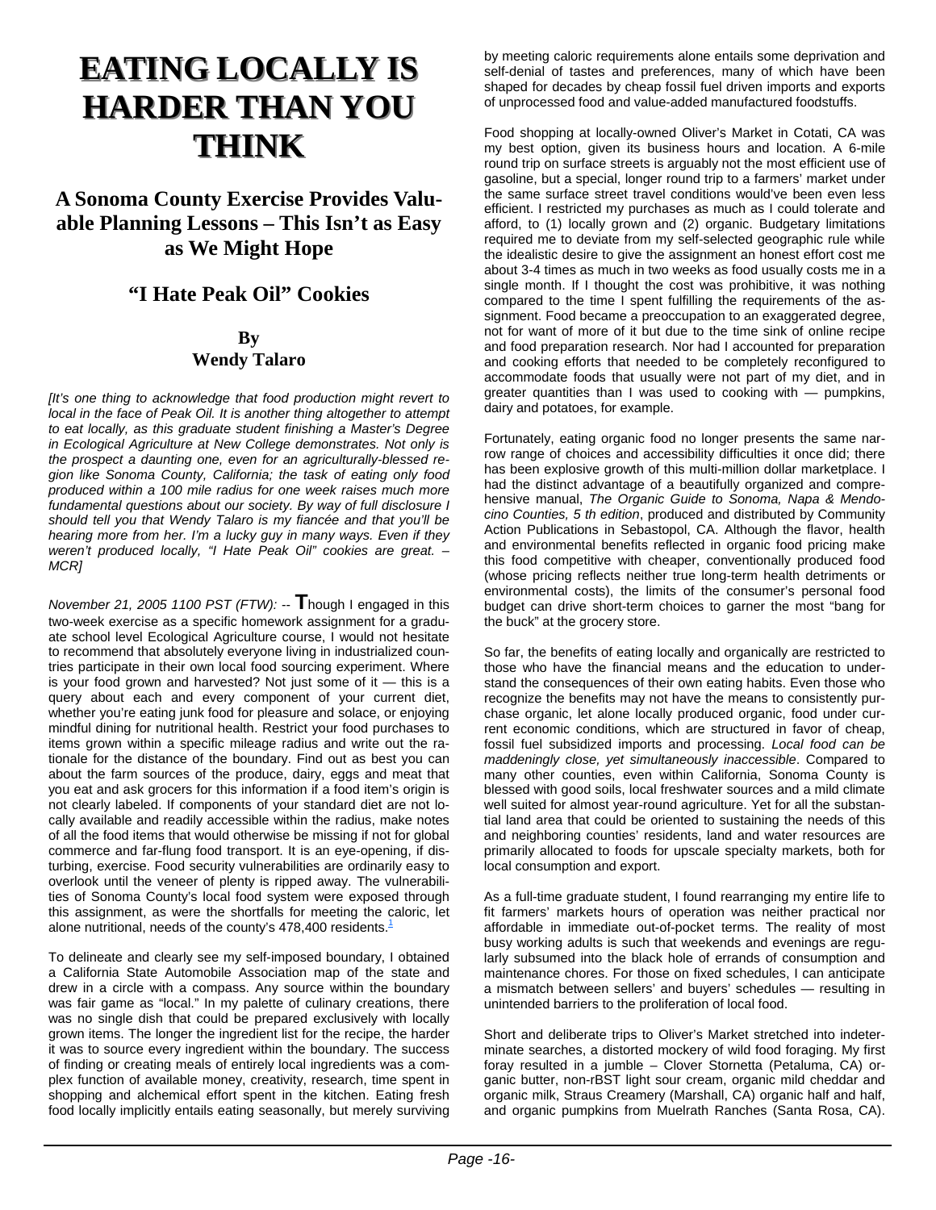# EATING LOCALLY IS HARDER THAN YOU THINK

## A Sonoma County Exercise Provides Valuable Planning Lessons – This Isn't as Easy as We Might Hope

## "I Hate Peak Oil" Cookies

### By
### Wendy Talaro

*[It's one thing to acknowledge that food production might revert to local in the face of Peak Oil. It is another thing altogether to attempt to eat locally, as this graduate student finishing a Master's Degree in Ecological Agriculture at New College demonstrates. Not only is the prospect a daunting one, even for an agriculturally-blessed region like Sonoma County, California; the task of eating only food produced within a 100 mile radius for one week raises much more fundamental questions about our society. By way of full disclosure I should tell you that Wendy Talaro is my fiancée and that you'll be hearing more from her. I'm a lucky guy in many ways. Even if they weren't produced locally, "I Hate Peak Oil" cookies are great. – MCR]*

*November 21, 2005 1100 PST (FTW):* -- **T**hough I engaged in this two-week exercise as a specific homework assignment for a graduate school level Ecological Agriculture course, I would not hesitate to recommend that absolutely everyone living in industrialized countries participate in their own local food sourcing experiment. Where is your food grown and harvested? Not just some of it — this is a query about each and every component of your current diet, whether you're eating junk food for pleasure and solace, or enjoying mindful dining for nutritional health. Restrict your food purchases to items grown within a specific mileage radius and write out the rationale for the distance of the boundary. Find out as best you can about the farm sources of the produce, dairy, eggs and meat that you eat and ask grocers for this information if a food item's origin is not clearly labeled. If components of your standard diet are not locally available and readily accessible within the radius, make notes of all the food items that would otherwise be missing if not for global commerce and far-flung food transport. It is an eye-opening, if disturbing, exercise. Food security vulnerabilities are ordinarily easy to overlook until the veneer of plenty is ripped away. The vulnerabilities of Sonoma County's local food system were exposed through this assignment, as were the shortfalls for meeting the caloric, let alone nutritional, needs of the county's 478,400 residents.[1]

To delineate and clearly see my self-imposed boundary, I obtained a California State Automobile Association map of the state and drew in a circle with a compass. Any source within the boundary was fair game as "local." In my palette of culinary creations, there was no single dish that could be prepared exclusively with locally grown items. The longer the ingredient list for the recipe, the harder it was to source every ingredient within the boundary. The success of finding or creating meals of entirely local ingredients was a complex function of available money, creativity, research, time spent in shopping and alchemical effort spent in the kitchen. Eating fresh food locally implicitly entails eating seasonally, but merely surviving by meeting caloric requirements alone entails some deprivation and self-denial of tastes and preferences, many of which have been shaped for decades by cheap fossil fuel driven imports and exports of unprocessed food and value-added manufactured foodstuffs.

Food shopping at locally-owned Oliver's Market in Cotati, CA was my best option, given its business hours and location. A 6-mile round trip on surface streets is arguably not the most efficient use of gasoline, but a special, longer round trip to a farmers' market under the same surface street travel conditions would've been even less efficient. I restricted my purchases as much as I could tolerate and afford, to (1) locally grown and (2) organic. Budgetary limitations required me to deviate from my self-selected geographic rule while the idealistic desire to give the assignment an honest effort cost me about 3-4 times as much in two weeks as food usually costs me in a single month. If I thought the cost was prohibitive, it was nothing compared to the time I spent fulfilling the requirements of the assignment. Food became a preoccupation to an exaggerated degree, not for want of more of it but due to the time sink of online recipe and food preparation research. Nor had I accounted for preparation and cooking efforts that needed to be completely reconfigured to accommodate foods that usually were not part of my diet, and in greater quantities than I was used to cooking with — pumpkins, dairy and potatoes, for example.

Fortunately, eating organic food no longer presents the same narrow range of choices and accessibility difficulties it once did; there has been explosive growth of this multi-million dollar marketplace. I had the distinct advantage of a beautifully organized and comprehensive manual, *The Organic Guide to Sonoma, Napa & Mendocino Counties, 5 th edition*, produced and distributed by Community Action Publications in Sebastopol, CA. Although the flavor, health and environmental benefits reflected in organic food pricing make this food competitive with cheaper, conventionally produced food (whose pricing reflects neither true long-term health detriments or environmental costs), the limits of the consumer's personal food budget can drive short-term choices to garner the most "bang for the buck" at the grocery store.

So far, the benefits of eating locally and organically are restricted to those who have the financial means and the education to understand the consequences of their own eating habits. Even those who recognize the benefits may not have the means to consistently purchase organic, let alone locally produced organic, food under current economic conditions, which are structured in favor of cheap, fossil fuel subsidized imports and processing. *Local food can be maddeningly close, yet simultaneously inaccessible*. Compared to many other counties, even within California, Sonoma County is blessed with good soils, local freshwater sources and a mild climate well suited for almost year-round agriculture. Yet for all the substantial land area that could be oriented to sustaining the needs of this and neighboring counties' residents, land and water resources are primarily allocated to foods for upscale specialty markets, both for local consumption and export.

As a full-time graduate student, I found rearranging my entire life to fit farmers' markets hours of operation was neither practical nor affordable in immediate out-of-pocket terms. The reality of most busy working adults is such that weekends and evenings are regularly subsumed into the black hole of errands of consumption and maintenance chores. For those on fixed schedules, I can anticipate a mismatch between sellers' and buyers' schedules — resulting in unintended barriers to the proliferation of local food.

Short and deliberate trips to Oliver's Market stretched into indeterminate searches, a distorted mockery of wild food foraging. My first foray resulted in a jumble – Clover Stornetta (Petaluma, CA) organic butter, non-rBST light sour cream, organic mild cheddar and organic milk, Straus Creamery (Marshall, CA) organic half and half, and organic pumpkins from Muelrath Ranches (Santa Rosa, CA).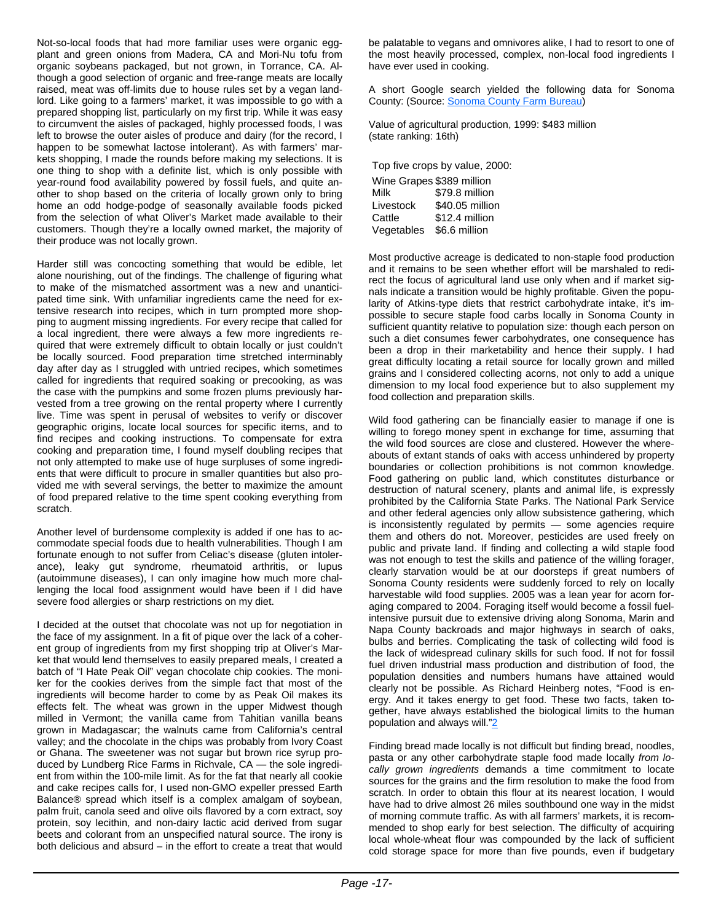Not-so-local foods that had more familiar uses were organic eggplant and green onions from Madera, CA and Mori-Nu tofu from organic soybeans packaged, but not grown, in Torrance, CA. Although a good selection of organic and free-range meats are locally raised, meat was off-limits due to house rules set by a vegan landlord. Like going to a farmers' market, it was impossible to go with a prepared shopping list, particularly on my first trip. While it was easy to circumvent the aisles of packaged, highly processed foods, I was left to browse the outer aisles of produce and dairy (for the record, I happen to be somewhat lactose intolerant). As with farmers' markets shopping, I made the rounds before making my selections. It is one thing to shop with a definite list, which is only possible with year-round food availability powered by fossil fuels, and quite another to shop based on the criteria of locally grown only to bring home an odd hodge-podge of seasonally available foods picked from the selection of what Oliver's Market made available to their customers. Though they're a locally owned market, the majority of their produce was not locally grown.

Harder still was concocting something that would be edible, let alone nourishing, out of the findings. The challenge of figuring what to make of the mismatched assortment was a new and unanticipated time sink. With unfamiliar ingredients came the need for extensive research into recipes, which in turn prompted more shopping to augment missing ingredients. For every recipe that called for a local ingredient, there were always a few more ingredients required that were extremely difficult to obtain locally or just couldn't be locally sourced. Food preparation time stretched interminably day after day as I struggled with untried recipes, which sometimes called for ingredients that required soaking or precooking, as was the case with the pumpkins and some frozen plums previously harvested from a tree growing on the rental property where I currently live. Time was spent in perusal of websites to verify or discover geographic origins, locate local sources for specific items, and to find recipes and cooking instructions. To compensate for extra cooking and preparation time, I found myself doubling recipes that not only attempted to make use of huge surpluses of some ingredients that were difficult to procure in smaller quantities but also provided me with several servings, the better to maximize the amount of food prepared relative to the time spent cooking everything from scratch.

Another level of burdensome complexity is added if one has to accommodate special foods due to health vulnerabilities. Though I am fortunate enough to not suffer from Celiac's disease (gluten intolerance), leaky gut syndrome, rheumatoid arthritis, or lupus (autoimmune diseases), I can only imagine how much more challenging the local food assignment would have been if I did have severe food allergies or sharp restrictions on my diet.

I decided at the outset that chocolate was not up for negotiation in the face of my assignment. In a fit of pique over the lack of a coherent group of ingredients from my first shopping trip at Oliver's Market that would lend themselves to easily prepared meals, I created a batch of "I Hate Peak Oil" vegan chocolate chip cookies. The moniker for the cookies derives from the simple fact that most of the ingredients will become harder to come by as Peak Oil makes its effects felt. The wheat was grown in the upper Midwest though milled in Vermont; the vanilla came from Tahitian vanilla beans grown in Madagascar; the walnuts came from California's central valley; and the chocolate in the chips was probably from Ivory Coast or Ghana. The sweetener was not sugar but brown rice syrup produced by Lundberg Rice Farms in Richvale, CA — the sole ingredient from within the 100-mile limit. As for the fat that nearly all cookie and cake recipes calls for, I used non-GMO expeller pressed Earth Balance® spread which itself is a complex amalgam of soybean, palm fruit, canola seed and olive oils flavored by a corn extract, soy protein, soy lecithin, and non-dairy lactic acid derived from sugar beets and colorant from an unspecified natural source. The irony is both delicious and absurd – in the effort to create a treat that would be palatable to vegans and omnivores alike, I had to resort to one of the most heavily processed, complex, non-local food ingredients I have ever used in cooking.

A short Google search yielded the following data for Sonoma County: (Source: Sonoma County Farm Bureau)

Value of agricultural production, 1999: $483 million
(state ranking: 16th)

Top five crops by value, 2000:

| | |
|---|---|
| Wine Grapes | $389 million |
| Milk | $79.8 million |
| Livestock | $40.05 million |
| Cattle | $12.4 million |
| Vegetables | $6.6 million |

Most productive acreage is dedicated to non-staple food production and it remains to be seen whether effort will be marshaled to redirect the focus of agricultural land use only when and if market signals indicate a transition would be highly profitable. Given the popularity of Atkins-type diets that restrict carbohydrate intake, it's impossible to secure staple food carbs locally in Sonoma County in sufficient quantity relative to population size: though each person on such a diet consumes fewer carbohydrates, one consequence has been a drop in their marketability and hence their supply. I had great difficulty locating a retail source for locally grown and milled grains and I considered collecting acorns, not only to add a unique dimension to my local food experience but to also supplement my food collection and preparation skills.

Wild food gathering can be financially easier to manage if one is willing to forego money spent in exchange for time, assuming that the wild food sources are close and clustered. However the whereabouts of extant stands of oaks with access unhindered by property boundaries or collection prohibitions is not common knowledge. Food gathering on public land, which constitutes disturbance or destruction of natural scenery, plants and animal life, is expressly prohibited by the California State Parks. The National Park Service and other federal agencies only allow subsistence gathering, which is inconsistently regulated by permits — some agencies require them and others do not. Moreover, pesticides are used freely on public and private land. If finding and collecting a wild staple food was not enough to test the skills and patience of the willing forager, clearly starvation would be at our doorsteps if great numbers of Sonoma County residents were suddenly forced to rely on locally harvestable wild food supplies. 2005 was a lean year for acorn foraging compared to 2004. Foraging itself would become a fossil fuel-intensive pursuit due to extensive driving along Sonoma, Marin and Napa County backroads and major highways in search of oaks, bulbs and berries. Complicating the task of collecting wild food is the lack of widespread culinary skills for such food. If not for fossil fuel driven industrial mass production and distribution of food, the population densities and numbers humans have attained would clearly not be possible. As Richard Heinberg notes, "Food is energy. And it takes energy to get food. These two facts, taken together, have always established the biological limits to the human population and always will."[2]

Finding bread made locally is not difficult but finding bread, noodles, pasta or any other carbohydrate staple food made locally *from locally grown ingredients* demands a time commitment to locate sources for the grains and the firm resolution to make the food from scratch. In order to obtain this flour at its nearest location, I would have had to drive almost 26 miles southbound one way in the midst of morning commute traffic. As with all farmers' markets, it is recommended to shop early for best selection. The difficulty of acquiring local whole-wheat flour was compounded by the lack of sufficient cold storage space for more than five pounds, even if budgetary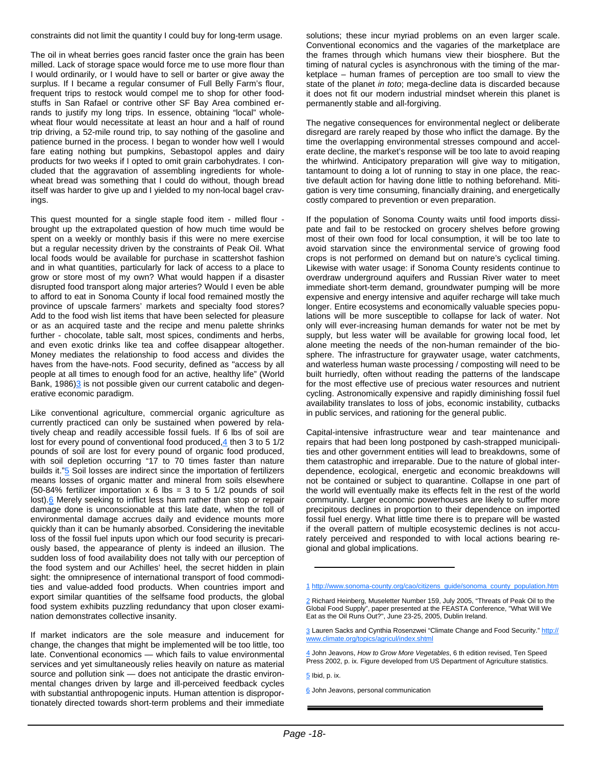constraints did not limit the quantity I could buy for long-term usage.

The oil in wheat berries goes rancid faster once the grain has been milled. Lack of storage space would force me to use more flour than I would ordinarily, or I would have to sell or barter or give away the surplus. If I became a regular consumer of Full Belly Farm's flour, frequent trips to restock would compel me to shop for other foodstuffs in San Rafael or contrive other SF Bay Area combined errands to justify my long trips. In essence, obtaining "local" whole-wheat flour would necessitate at least an hour and a half of round trip driving, a 52-mile round trip, to say nothing of the gasoline and patience burned in the process. I began to wonder how well I would fare eating nothing but pumpkins, Sebastopol apples and dairy products for two weeks if I opted to omit grain carbohydrates. I concluded that the aggravation of assembling ingredients for whole-wheat bread was something that I could do without, though bread itself was harder to give up and I yielded to my non-local bagel cravings.

This quest mounted for a single staple food item - milled flour - brought up the extrapolated question of how much time would be spent on a weekly or monthly basis if this were no mere exercise but a regular necessity driven by the constraints of Peak Oil. What local foods would be available for purchase in scattershot fashion and in what quantities, particularly for lack of access to a place to grow or store most of my own? What would happen if a disaster disrupted food transport along major arteries? Would I even be able to afford to eat in Sonoma County if local food remained mostly the province of upscale farmers' markets and specialty food stores? Add to the food wish list items that have been selected for pleasure or as an acquired taste and the recipe and menu palette shrinks further - chocolate, table salt, most spices, condiments and herbs, and even exotic drinks like tea and coffee disappear altogether. Money mediates the relationship to food access and divides the haves from the have-nots. Food security, defined as "access by all people at all times to enough food for an active, healthy life" (World Bank, 1986)[3] is not possible given our current catabolic and degenerative economic paradigm.

Like conventional agriculture, commercial organic agriculture as currently practiced can only be sustained when powered by relatively cheap and readily accessible fossil fuels. If 6 lbs of soil are lost for every pound of conventional food produced,[4] then 3 to 5 1/2 pounds of soil are lost for every pound of organic food produced, with soil depletion occurring "17 to 70 times faster than nature builds it."[5] Soil losses are indirect since the importation of fertilizers means losses of organic matter and mineral from soils elsewhere (50-84% fertilizer importation x 6 lbs = 3 to 5 1/2 pounds of soil lost).[6] Merely seeking to inflict less harm rather than stop or repair damage done is unconscionable at this late date, when the toll of environmental damage accrues daily and evidence mounts more quickly than it can be humanly absorbed. Considering the inevitable loss of the fossil fuel inputs upon which our food security is precariously based, the appearance of plenty is indeed an illusion. The sudden loss of food availability does not tally with our perception of the food system and our Achilles' heel, the secret hidden in plain sight: the omnipresence of international transport of food commodities and value-added food products. When countries import and export similar quantities of the selfsame food products, the global food system exhibits puzzling redundancy that upon closer examination demonstrates collective insanity.

If market indicators are the sole measure and inducement for change, the changes that might be implemented will be too little, too late. Conventional economics — which fails to value environmental services and yet simultaneously relies heavily on nature as material source and pollution sink — does not anticipate the drastic environmental changes driven by large and ill-perceived feedback cycles with substantial anthropogenic inputs. Human attention is disproportionately directed towards short-term problems and their immediate solutions; these incur myriad problems on an even larger scale. Conventional economics and the vagaries of the marketplace are the frames through which humans view their biosphere. But the timing of natural cycles is asynchronous with the timing of the marketplace – human frames of perception are too small to view the state of the planet *in toto*; mega-decline data is discarded because it does not fit our modern industrial mindset wherein this planet is permanently stable and all-forgiving.

The negative consequences for environmental neglect or deliberate disregard are rarely reaped by those who inflict the damage. By the time the overlapping environmental stresses compound and accelerate decline, the market's response will be too late to avoid reaping the whirlwind. Anticipatory preparation will give way to mitigation, tantamount to doing a lot of running to stay in one place, the reactive default action for having done little to nothing beforehand. Mitigation is very time consuming, financially draining, and energetically costly compared to prevention or even preparation.

If the population of Sonoma County waits until food imports dissipate and fail to be restocked on grocery shelves before growing most of their own food for local consumption, it will be too late to avoid starvation since the environmental service of growing food crops is not performed on demand but on nature's cyclical timing. Likewise with water usage: if Sonoma County residents continue to overdraw underground aquifers and Russian River water to meet immediate short-term demand, groundwater pumping will be more expensive and energy intensive and aquifer recharge will take much longer. Entire ecosystems and economically valuable species populations will be more susceptible to collapse for lack of water. Not only will ever-increasing human demands for water not be met by supply, but less water will be available for growing local food, let alone meeting the needs of the non-human remainder of the biosphere. The infrastructure for graywater usage, water catchments, and waterless human waste processing / composting will need to be built hurriedly, often without reading the patterns of the landscape for the most effective use of precious water resources and nutrient cycling. Astronomically expensive and rapidly diminishing fossil fuel availability translates to loss of jobs, economic instability, cutbacks in public services, and rationing for the general public.

Capital-intensive infrastructure wear and tear maintenance and repairs that had been long postponed by cash-strapped municipalities and other government entities will lead to breakdowns, some of them catastrophic and irreparable. Due to the nature of global interdependence, ecological, energetic and economic breakdowns will not be contained or subject to quarantine. Collapse in one part of the world will eventually make its effects felt in the rest of the world community. Larger economic powerhouses are likely to suffer more precipitous declines in proportion to their dependence on imported fossil fuel energy. What little time there is to prepare will be wasted if the overall pattern of multiple ecosystemic declines is not accurately perceived and responded to with local actions bearing regional and global implications.

---

[1] http://www.sonoma-county.org/cao/citizens_guide/sonoma_county_population.htm

[2] Richard Heinberg, Museletter Number 159, July 2005, "Threats of Peak Oil to the Global Food Supply", paper presented at the FEASTA Conference, "What Will We Eat as the Oil Runs Out?", June 23-25, 2005, Dublin Ireland.

[3] Lauren Sacks and Cynthia Rosenzwei "Climate Change and Food Security." http://www.climate.org/topics/agricul/index.shtml

[4] John Jeavons, *How to Grow More Vegetables*, 6 th edition revised, Ten Speed Press 2002, p. ix. Figure developed from US Department of Agriculture statistics.

[5] Ibid, p. ix.

[6] John Jeavons, personal communication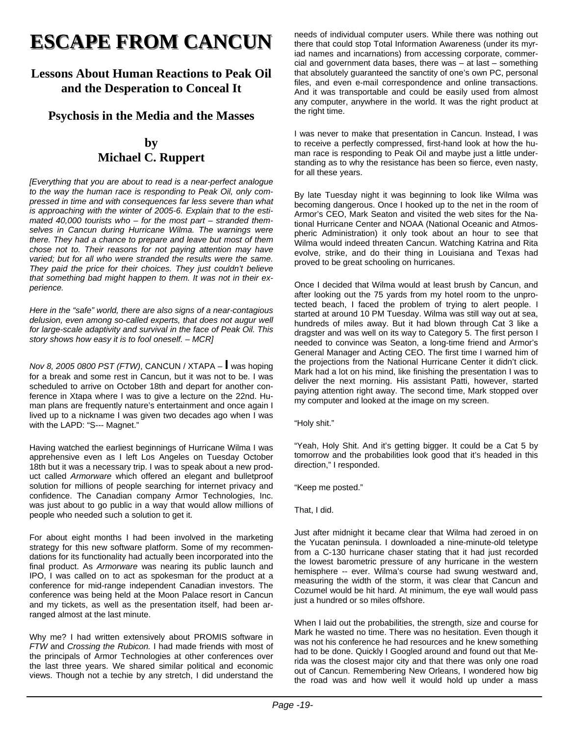# ESCAPE FROM CANCUN

## Lessons About Human Reactions to Peak Oil and the Desperation to Conceal It

## Psychosis in the Media and the Masses

### by
### Michael C. Ruppert

*[Everything that you are about to read is a near-perfect analogue to the way the human race is responding to Peak Oil, only compressed in time and with consequences far less severe than what is approaching with the winter of 2005-6. Explain that to the estimated 40,000 tourists who – for the most part – stranded themselves in Cancun during Hurricane Wilma. The warnings were there. They had a chance to prepare and leave but most of them chose not to. Their reasons for not paying attention may have varied; but for all who were stranded the results were the same. They paid the price for their choices. They just couldn't believe that something bad might happen to them. It was not in their experience.*

*Here in the "safe" world, there are also signs of a near-contagious delusion, even among so-called experts, that does not augur well for large-scale adaptivity and survival in the face of Peak Oil. This story shows how easy it is to fool oneself. – MCR]*

*Nov 8, 2005 0800 PST (FTW)*, CANCUN / XTAPA – I was hoping for a break and some rest in Cancun, but it was not to be. I was scheduled to arrive on October 18th and depart for another conference in Xtapa where I was to give a lecture on the 22nd. Human plans are frequently nature's entertainment and once again I lived up to a nickname I was given two decades ago when I was with the LAPD: "S--- Magnet."

Having watched the earliest beginnings of Hurricane Wilma I was apprehensive even as I left Los Angeles on Tuesday October 18th but it was a necessary trip. I was to speak about a new product called *Armorware* which offered an elegant and bulletproof solution for millions of people searching for internet privacy and confidence. The Canadian company Armor Technologies, Inc. was just about to go public in a way that would allow millions of people who needed such a solution to get it.

For about eight months I had been involved in the marketing strategy for this new software platform. Some of my recommendations for its functionality had actually been incorporated into the final product. As *Armorware* was nearing its public launch and IPO, I was called on to act as spokesman for the product at a conference for mid-range independent Canadian investors. The conference was being held at the Moon Palace resort in Cancun and my tickets, as well as the presentation itself, had been arranged almost at the last minute.

Why me? I had written extensively about PROMIS software in *FTW* and *Crossing the Rubicon.* I had made friends with most of the principals of Armor Technologies at other conferences over the last three years. We shared similar political and economic views. Though not a techie by any stretch, I did understand the needs of individual computer users. While there was nothing out there that could stop Total Information Awareness (under its myriad names and incarnations) from accessing corporate, commercial and government data bases, there was – at last – something that absolutely guaranteed the sanctity of one's own PC, personal files, and even e-mail correspondence and online transactions. And it was transportable and could be easily used from almost any computer, anywhere in the world. It was the right product at the right time.

I was never to make that presentation in Cancun. Instead, I was to receive a perfectly compressed, first-hand look at how the human race is responding to Peak Oil and maybe just a little understanding as to why the resistance has been so fierce, even nasty, for all these years.

By late Tuesday night it was beginning to look like Wilma was becoming dangerous. Once I hooked up to the net in the room of Armor's CEO, Mark Seaton and visited the web sites for the National Hurricane Center and NOAA (National Oceanic and Atmospheric Administration) it only took about an hour to see that Wilma would indeed threaten Cancun. Watching Katrina and Rita evolve, strike, and do their thing in Louisiana and Texas had proved to be great schooling on hurricanes.

Once I decided that Wilma would at least brush by Cancun, and after looking out the 75 yards from my hotel room to the unprotected beach, I faced the problem of trying to alert people. I started at around 10 PM Tuesday. Wilma was still way out at sea, hundreds of miles away. But it had blown through Cat 3 like a dragster and was well on its way to Category 5. The first person I needed to convince was Seaton, a long-time friend and Armor's General Manager and Acting CEO. The first time I warned him of the projections from the National Hurricane Center it didn't click. Mark had a lot on his mind, like finishing the presentation I was to deliver the next morning. His assistant Patti, however, started paying attention right away. The second time, Mark stopped over my computer and looked at the image on my screen.

"Holy shit."

"Yeah, Holy Shit. And it's getting bigger. It could be a Cat 5 by tomorrow and the probabilities look good that it's headed in this direction," I responded.

"Keep me posted."

That, I did.

Just after midnight it became clear that Wilma had zeroed in on the Yucatan peninsula. I downloaded a nine-minute-old teletype from a C-130 hurricane chaser stating that it had just recorded the lowest barometric pressure of any hurricane in the western hemisphere -- ever. Wilma's course had swung westward and, measuring the width of the storm, it was clear that Cancun and Cozumel would be hit hard. At minimum, the eye wall would pass just a hundred or so miles offshore.

When I laid out the probabilities, the strength, size and course for Mark he wasted no time. There was no hesitation. Even though it was not his conference he had resources and he knew something had to be done. Quickly I Googled around and found out that Merida was the closest major city and that there was only one road out of Cancun. Remembering New Orleans, I wondered how big the road was and how well it would hold up under a mass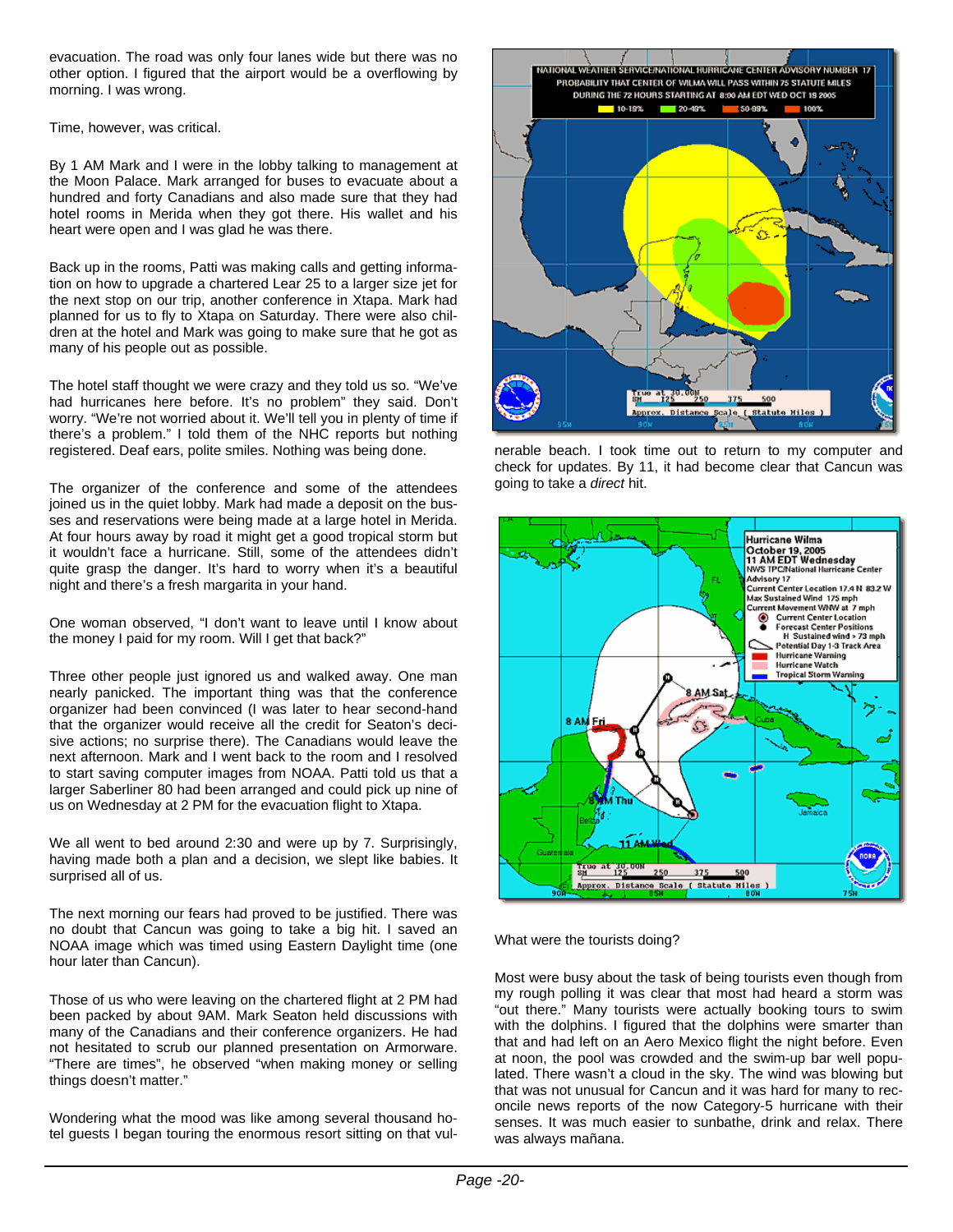evacuation. The road was only four lanes wide but there was no other option. I figured that the airport would be a overflowing by morning. I was wrong.

Time, however, was critical.

By 1 AM Mark and I were in the lobby talking to management at the Moon Palace. Mark arranged for buses to evacuate about a hundred and forty Canadians and also made sure that they had hotel rooms in Merida when they got there. His wallet and his heart were open and I was glad he was there.

Back up in the rooms, Patti was making calls and getting information on how to upgrade a chartered Lear 25 to a larger size jet for the next stop on our trip, another conference in Xtapa. Mark had planned for us to fly to Xtapa on Saturday. There were also children at the hotel and Mark was going to make sure that he got as many of his people out as possible.

The hotel staff thought we were crazy and they told us so. "We've had hurricanes here before. It's no problem" they said. Don't worry. "We're not worried about it. We'll tell you in plenty of time if there's a problem." I told them of the NHC reports but nothing registered. Deaf ears, polite smiles. Nothing was being done.

The organizer of the conference and some of the attendees joined us in the quiet lobby. Mark had made a deposit on the busses and reservations were being made at a large hotel in Merida. At four hours away by road it might get a good tropical storm but it wouldn't face a hurricane. Still, some of the attendees didn't quite grasp the danger. It's hard to worry when it's a beautiful night and there's a fresh margarita in your hand.

One woman observed, "I don't want to leave until I know about the money I paid for my room. Will I get that back?"

Three other people just ignored us and walked away. One man nearly panicked. The important thing was that the conference organizer had been convinced (I was later to hear second-hand that the organizer would receive all the credit for Seaton's decisive actions; no surprise there). The Canadians would leave the next afternoon. Mark and I went back to the room and I resolved to start saving computer images from NOAA. Patti told us that a larger Saberliner 80 had been arranged and could pick up nine of us on Wednesday at 2 PM for the evacuation flight to Xtapa.

We all went to bed around 2:30 and were up by 7. Surprisingly, having made both a plan and a decision, we slept like babies. It surprised all of us.

The next morning our fears had proved to be justified. There was no doubt that Cancun was going to take a big hit. I saved an NOAA image which was timed using Eastern Daylight time (one hour later than Cancun).

Those of us who were leaving on the chartered flight at 2 PM had been packed by about 9AM. Mark Seaton held discussions with many of the Canadians and their conference organizers. He had not hesitated to scrub our planned presentation on Armorware. "There are times", he observed "when making money or selling things doesn't matter."

Wondering what the mood was like among several thousand hotel guests I began touring the enormous resort sitting on that vulnerable beach. I took time out to return to my computer and check for updates. By 11, it had become clear that Cancun was going to take a *direct* hit.

What were the tourists doing?

Most were busy about the task of being tourists even though from my rough polling it was clear that most had heard a storm was "out there." Many tourists were actually booking tours to swim with the dolphins. I figured that the dolphins were smarter than that and had left on an Aero Mexico flight the night before. Even at noon, the pool was crowded and the swim-up bar well populated. There wasn't a cloud in the sky. The wind was blowing but that was not unusual for Cancun and it was hard for many to reconcile news reports of the now Category-5 hurricane with their senses. It was much easier to sunbathe, drink and relax. There was always mañana.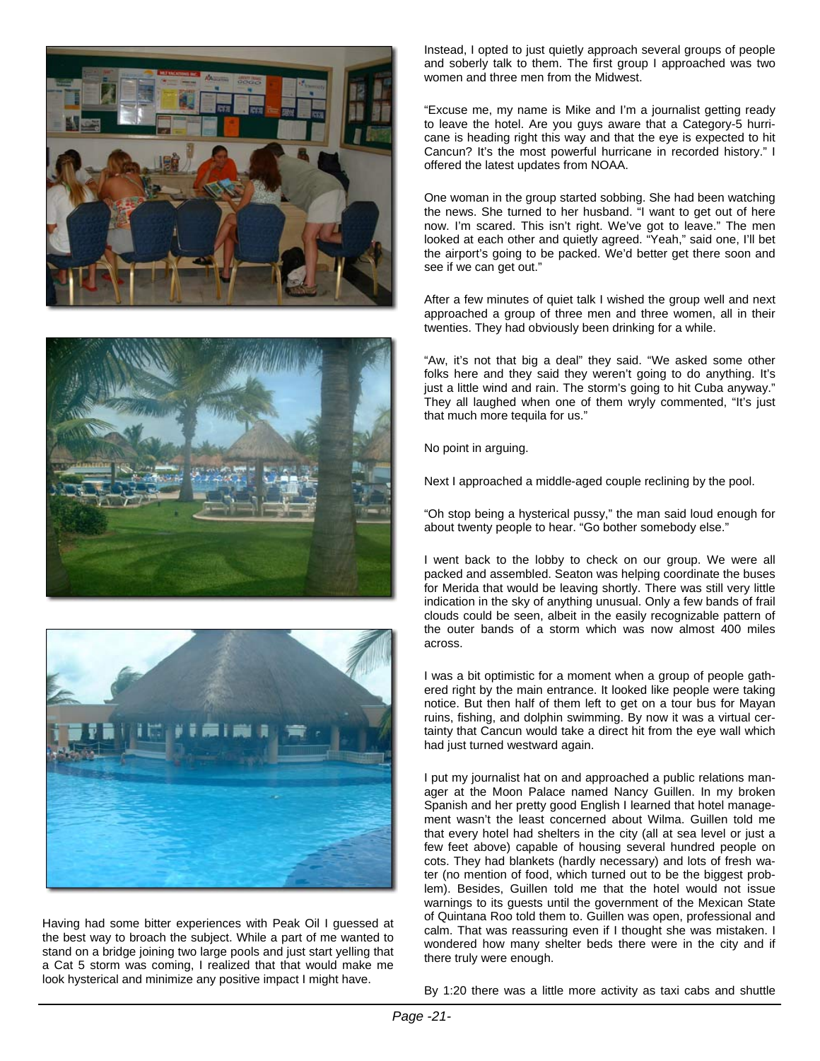Having had some bitter experiences with Peak Oil I guessed at the best way to broach the subject. While a part of me wanted to stand on a bridge joining two large pools and just start yelling that a Cat 5 storm was coming, I realized that that would make me look hysterical and minimize any positive impact I might have.

Instead, I opted to just quietly approach several groups of people and soberly talk to them. The first group I approached was two women and three men from the Midwest.

"Excuse me, my name is Mike and I'm a journalist getting ready to leave the hotel. Are you guys aware that a Category-5 hurricane is heading right this way and that the eye is expected to hit Cancun? It's the most powerful hurricane in recorded history." I offered the latest updates from NOAA.

One woman in the group started sobbing. She had been watching the news. She turned to her husband. "I want to get out of here now. I'm scared. This isn't right. We've got to leave." The men looked at each other and quietly agreed. "Yeah," said one, I'll bet the airport's going to be packed. We'd better get there soon and see if we can get out."

After a few minutes of quiet talk I wished the group well and next approached a group of three men and three women, all in their twenties. They had obviously been drinking for a while.

"Aw, it's not that big a deal" they said. "We asked some other folks here and they said they weren't going to do anything. It's just a little wind and rain. The storm's going to hit Cuba anyway." They all laughed when one of them wryly commented, "It's just that much more tequila for us."

No point in arguing.

Next I approached a middle-aged couple reclining by the pool.

"Oh stop being a hysterical pussy," the man said loud enough for about twenty people to hear. "Go bother somebody else."

I went back to the lobby to check on our group. We were all packed and assembled. Seaton was helping coordinate the buses for Merida that would be leaving shortly. There was still very little indication in the sky of anything unusual. Only a few bands of frail clouds could be seen, albeit in the easily recognizable pattern of the outer bands of a storm which was now almost 400 miles across.

I was a bit optimistic for a moment when a group of people gathered right by the main entrance. It looked like people were taking notice. But then half of them left to get on a tour bus for Mayan ruins, fishing, and dolphin swimming. By now it was a virtual certainty that Cancun would take a direct hit from the eye wall which had just turned westward again.

I put my journalist hat on and approached a public relations manager at the Moon Palace named Nancy Guillen. In my broken Spanish and her pretty good English I learned that hotel management wasn't the least concerned about Wilma. Guillen told me that every hotel had shelters in the city (all at sea level or just a few feet above) capable of housing several hundred people on cots. They had blankets (hardly necessary) and lots of fresh water (no mention of food, which turned out to be the biggest problem). Besides, Guillen told me that the hotel would not issue warnings to its guests until the government of the Mexican State of Quintana Roo told them to. Guillen was open, professional and calm. That was reassuring even if I thought she was mistaken. I wondered how many shelter beds there were in the city and if there truly were enough.

By 1:20 there was a little more activity as taxi cabs and shuttle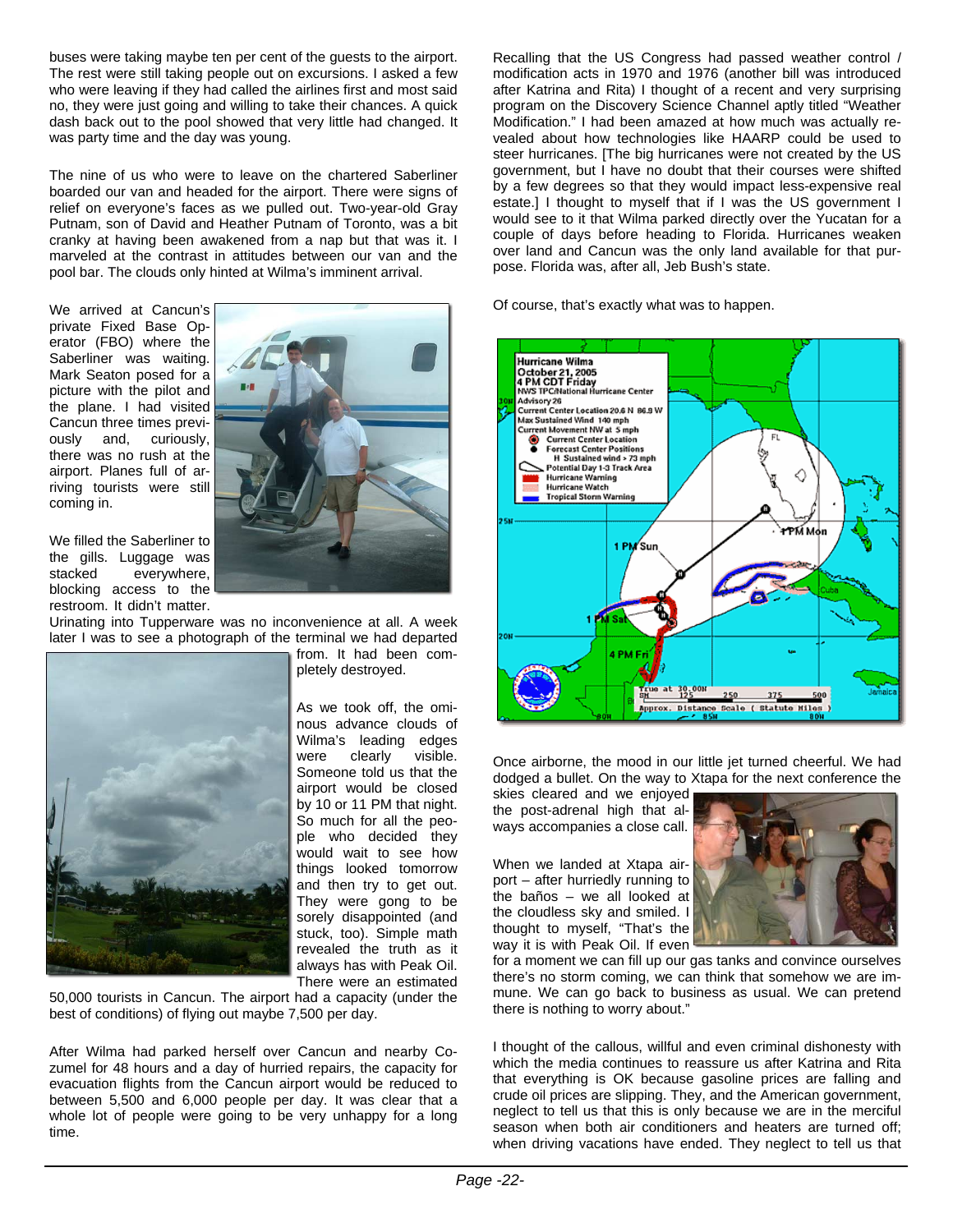buses were taking maybe ten per cent of the guests to the airport. The rest were still taking people out on excursions. I asked a few who were leaving if they had called the airlines first and most said no, they were just going and willing to take their chances. A quick dash back out to the pool showed that very little had changed. It was party time and the day was young.

The nine of us who were to leave on the chartered Saberliner boarded our van and headed for the airport. There were signs of relief on everyone's faces as we pulled out. Two-year-old Gray Putnam, son of David and Heather Putnam of Toronto, was a bit cranky at having been awakened from a nap but that was it. I marveled at the contrast in attitudes between our van and the pool bar. The clouds only hinted at Wilma's imminent arrival.

We arrived at Cancun's private Fixed Base Operator (FBO) where the Saberliner was waiting. Mark Seaton posed for a picture with the pilot and the plane. I had visited Cancun three times previously and, curiously, there was no rush at the airport. Planes full of arriving tourists were still coming in.

We filled the Saberliner to the gills. Luggage was stacked everywhere, blocking access to the restroom. It didn't matter. Urinating into Tupperware was no inconvenience at all. A week later I was to see a photograph of the terminal we had departed from. It had been completely destroyed.

As we took off, the ominous advance clouds of Wilma's leading edges were clearly visible. Someone told us that the airport would be closed by 10 or 11 PM that night. So much for all the people who decided they would wait to see how things looked tomorrow and then try to get out. They were gong to be sorely disappointed (and stuck, too). Simple math revealed the truth as it always has with Peak Oil. There were an estimated 50,000 tourists in Cancun. The airport had a capacity (under the best of conditions) of flying out maybe 7,500 per day.

After Wilma had parked herself over Cancun and nearby Cozumel for 48 hours and a day of hurried repairs, the capacity for evacuation flights from the Cancun airport would be reduced to between 5,500 and 6,000 people per day. It was clear that a whole lot of people were going to be very unhappy for a long time.

Recalling that the US Congress had passed weather control / modification acts in 1970 and 1976 (another bill was introduced after Katrina and Rita) I thought of a recent and very surprising program on the Discovery Science Channel aptly titled "Weather Modification." I had been amazed at how much was actually revealed about how technologies like HAARP could be used to steer hurricanes. [The big hurricanes were not created by the US government, but I have no doubt that their courses were shifted by a few degrees so that they would impact less-expensive real estate.] I thought to myself that if I was the US government I would see to it that Wilma parked directly over the Yucatan for a couple of days before heading to Florida. Hurricanes weaken over land and Cancun was the only land available for that purpose. Florida was, after all, Jeb Bush's state.

Of course, that's exactly what was to happen.

Once airborne, the mood in our little jet turned cheerful. We had dodged a bullet. On the way to Xtapa for the next conference the skies cleared and we enjoyed the post-adrenal high that always accompanies a close call.

When we landed at Xtapa airport – after hurriedly running to the baños – we all looked at the cloudless sky and smiled. I thought to myself, "That's the way it is with Peak Oil. If even for a moment we can fill up our gas tanks and convince ourselves there's no storm coming, we can think that somehow we are immune. We can go back to business as usual. We can pretend there is nothing to worry about."

I thought of the callous, willful and even criminal dishonesty with which the media continues to reassure us after Katrina and Rita that everything is OK because gasoline prices are falling and crude oil prices are slipping. They, and the American government, neglect to tell us that this is only because we are in the merciful season when both air conditioners and heaters are turned off; when driving vacations have ended. They neglect to tell us that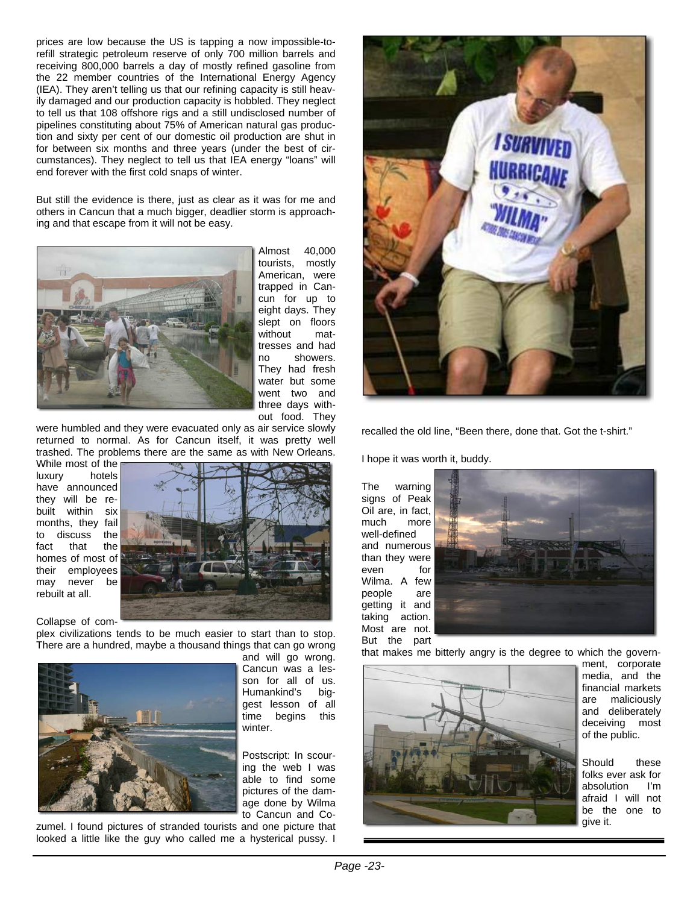prices are low because the US is tapping a now impossible-to-refill strategic petroleum reserve of only 700 million barrels and receiving 800,000 barrels a day of mostly refined gasoline from the 22 member countries of the International Energy Agency (IEA). They aren't telling us that our refining capacity is still heavily damaged and our production capacity is hobbled. They neglect to tell us that 108 offshore rigs and a still undisclosed number of pipelines constituting about 75% of American natural gas production and sixty per cent of our domestic oil production are shut in for between six months and three years (under the best of circumstances). They neglect to tell us that IEA energy "loans" will end forever with the first cold snaps of winter.

But still the evidence is there, just as clear as it was for me and others in Cancun that a much bigger, deadlier storm is approaching and that escape from it will not be easy.

Almost 40,000 tourists, mostly American, were trapped in Cancun for up to eight days. They slept on floors without mattresses and had no showers. They had fresh water but some went two and three days without food. They were humbled and they were evacuated only as air service slowly returned to normal. As for Cancun itself, it was pretty well trashed. The problems there are the same as with New Orleans. While most of the luxury hotels have announced they will be rebuilt within six months, they fail to discuss the fact that the homes of most of their employees may never be rebuilt at all.

Collapse of complex civilizations tends to be much easier to start than to stop. There are a hundred, maybe a thousand things that can go wrong and will go wrong. Cancun was a lesson for all of us. Humankind's biggest lesson of all time begins this winter.

Postscript: In scouring the web I was able to find some pictures of the damage done by Wilma to Cancun and Cozumel. I found pictures of stranded tourists and one picture that looked a little like the guy who called me a hysterical pussy. I recalled the old line, "Been there, done that. Got the t-shirt."

I hope it was worth it, buddy.

The warning signs of Peak Oil are, in fact, much more well-defined and numerous than they were even for Wilma. A few people are getting it and taking action. Most are not. But the part that makes me bitterly angry is the degree to which the government, corporate media, and the financial markets are maliciously and deliberately deceiving most of the public.

Should these folks ever ask for absolution I'm afraid I will not be the one to give it.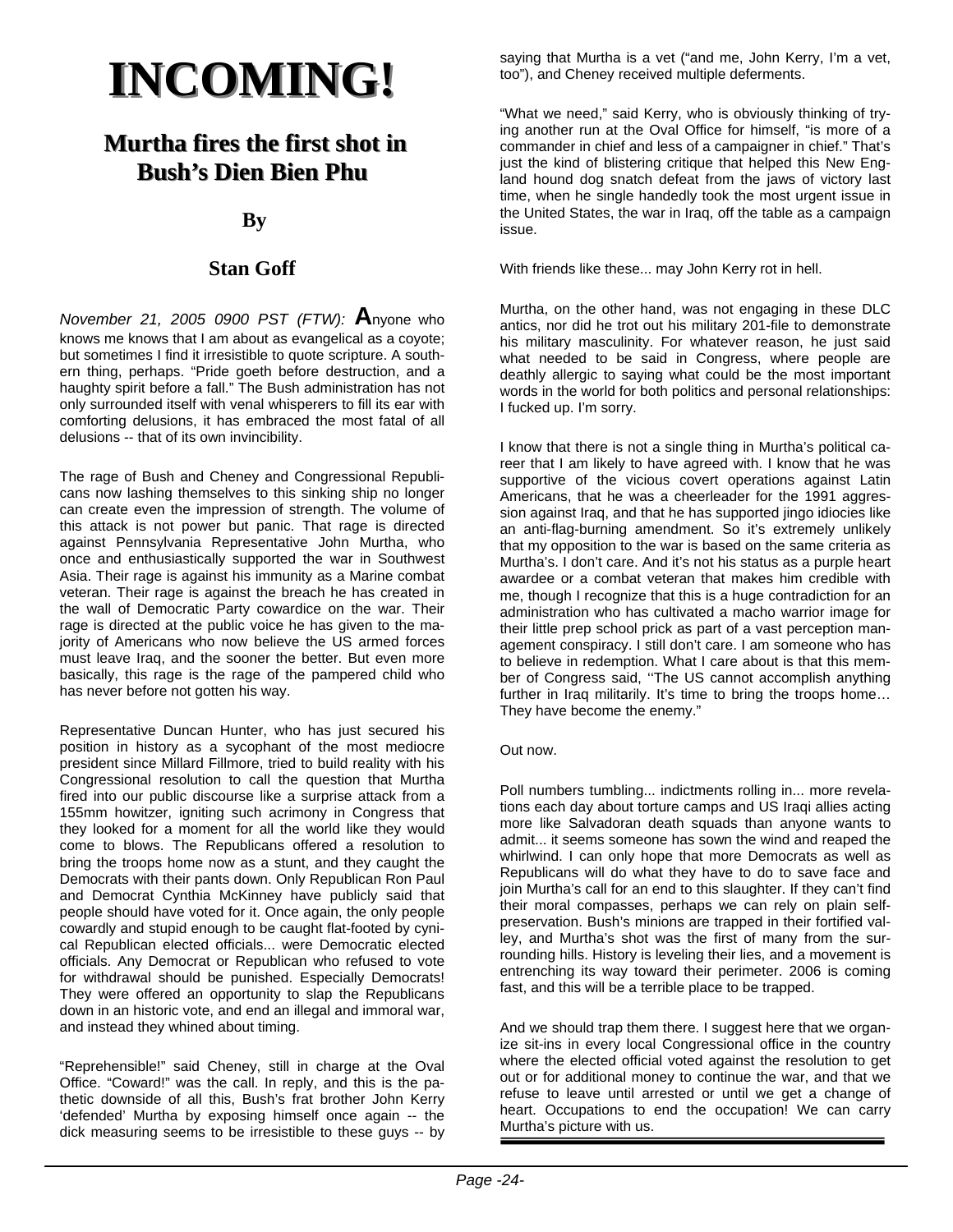# INCOMING!

## Murtha fires the first shot in Bush's Dien Bien Phu

### By

### Stan Goff

*November 21, 2005 0900 PST (FTW):* **A**nyone who knows me knows that I am about as evangelical as a coyote; but sometimes I find it irresistible to quote scripture. A southern thing, perhaps. "Pride goeth before destruction, and a haughty spirit before a fall." The Bush administration has not only surrounded itself with venal whisperers to fill its ear with comforting delusions, it has embraced the most fatal of all delusions -- that of its own invincibility.

The rage of Bush and Cheney and Congressional Republicans now lashing themselves to this sinking ship no longer can create even the impression of strength. The volume of this attack is not power but panic. That rage is directed against Pennsylvania Representative John Murtha, who once and enthusiastically supported the war in Southwest Asia. Their rage is against his immunity as a Marine combat veteran. Their rage is against the breach he has created in the wall of Democratic Party cowardice on the war. Their rage is directed at the public voice he has given to the majority of Americans who now believe the US armed forces must leave Iraq, and the sooner the better. But even more basically, this rage is the rage of the pampered child who has never before not gotten his way.

Representative Duncan Hunter, who has just secured his position in history as a sycophant of the most mediocre president since Millard Fillmore, tried to build reality with his Congressional resolution to call the question that Murtha fired into our public discourse like a surprise attack from a 155mm howitzer, igniting such acrimony in Congress that they looked for a moment for all the world like they would come to blows. The Republicans offered a resolution to bring the troops home now as a stunt, and they caught the Democrats with their pants down. Only Republican Ron Paul and Democrat Cynthia McKinney have publicly said that people should have voted for it. Once again, the only people cowardly and stupid enough to be caught flat-footed by cynical Republican elected officials... were Democratic elected officials. Any Democrat or Republican who refused to vote for withdrawal should be punished. Especially Democrats! They were offered an opportunity to slap the Republicans down in an historic vote, and end an illegal and immoral war, and instead they whined about timing.

"Reprehensible!" said Cheney, still in charge at the Oval Office. "Coward!" was the call. In reply, and this is the pathetic downside of all this, Bush's frat brother John Kerry 'defended' Murtha by exposing himself once again -- the dick measuring seems to be irresistible to these guys -- by saying that Murtha is a vet ("and me, John Kerry, I'm a vet, too"), and Cheney received multiple deferments.

"What we need," said Kerry, who is obviously thinking of trying another run at the Oval Office for himself, "is more of a commander in chief and less of a campaigner in chief." That's just the kind of blistering critique that helped this New England hound dog snatch defeat from the jaws of victory last time, when he single handedly took the most urgent issue in the United States, the war in Iraq, off the table as a campaign issue.

With friends like these... may John Kerry rot in hell.

Murtha, on the other hand, was not engaging in these DLC antics, nor did he trot out his military 201-file to demonstrate his military masculinity. For whatever reason, he just said what needed to be said in Congress, where people are deathly allergic to saying what could be the most important words in the world for both politics and personal relationships: I fucked up. I'm sorry.

I know that there is not a single thing in Murtha's political career that I am likely to have agreed with. I know that he was supportive of the vicious covert operations against Latin Americans, that he was a cheerleader for the 1991 aggression against Iraq, and that he has supported jingo idiocies like an anti-flag-burning amendment. So it's extremely unlikely that my opposition to the war is based on the same criteria as Murtha's. I don't care. And it's not his status as a purple heart awardee or a combat veteran that makes him credible with me, though I recognize that this is a huge contradiction for an administration who has cultivated a macho warrior image for their little prep school prick as part of a vast perception management conspiracy. I still don't care. I am someone who has to believe in redemption. What I care about is that this member of Congress said, ''The US cannot accomplish anything further in Iraq militarily. It's time to bring the troops home… They have become the enemy."

Out now.

Poll numbers tumbling... indictments rolling in... more revelations each day about torture camps and US Iraqi allies acting more like Salvadoran death squads than anyone wants to admit... it seems someone has sown the wind and reaped the whirlwind. I can only hope that more Democrats as well as Republicans will do what they have to do to save face and join Murtha's call for an end to this slaughter. If they can't find their moral compasses, perhaps we can rely on plain self-preservation. Bush's minions are trapped in their fortified valley, and Murtha's shot was the first of many from the surrounding hills. History is leveling their lies, and a movement is entrenching its way toward their perimeter. 2006 is coming fast, and this will be a terrible place to be trapped.

And we should trap them there. I suggest here that we organize sit-ins in every local Congressional office in the country where the elected official voted against the resolution to get out or for additional money to continue the war, and that we refuse to leave until arrested or until we get a change of heart. Occupations to end the occupation! We can carry Murtha's picture with us.